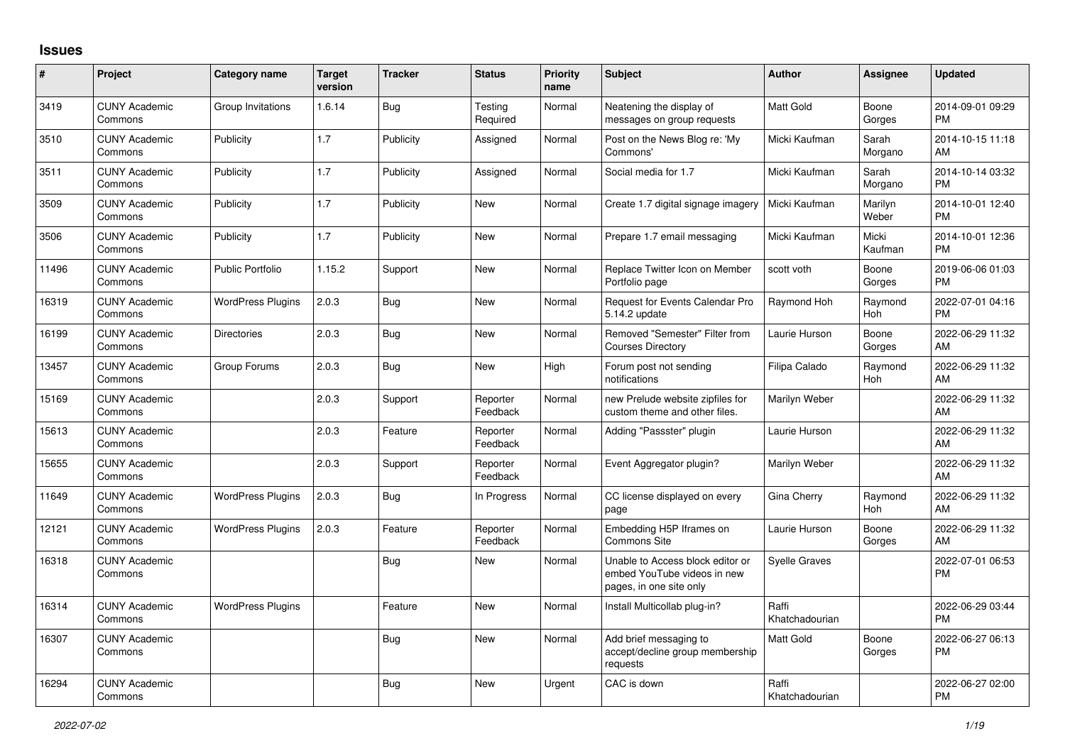# Issues

| # | Project | Category name | Target version | Tracker | Status | Priority name | Subject | Author | Assignee | Updated |
|---|---|---|---|---|---|---|---|---|---|---|
| 3419 | CUNY Academic Commons | Group Invitations | 1.6.14 | Bug | Testing Required | Normal | Neatening the display of messages on group requests | Matt Gold | Boone Gorges | 2014-09-01 09:29 PM |
| 3510 | CUNY Academic Commons | Publicity | 1.7 | Publicity | Assigned | Normal | Post on the News Blog re: 'My Commons' | Micki Kaufman | Sarah Morgano | 2014-10-15 11:18 AM |
| 3511 | CUNY Academic Commons | Publicity | 1.7 | Publicity | Assigned | Normal | Social media for 1.7 | Micki Kaufman | Sarah Morgano | 2014-10-14 03:32 PM |
| 3509 | CUNY Academic Commons | Publicity | 1.7 | Publicity | New | Normal | Create 1.7 digital signage imagery | Micki Kaufman | Marilyn Weber | 2014-10-01 12:40 PM |
| 3506 | CUNY Academic Commons | Publicity | 1.7 | Publicity | New | Normal | Prepare 1.7 email messaging | Micki Kaufman | Micki Kaufman | 2014-10-01 12:36 PM |
| 11496 | CUNY Academic Commons | Public Portfolio | 1.15.2 | Support | New | Normal | Replace Twitter Icon on Member Portfolio page | scott voth | Boone Gorges | 2019-06-06 01:03 PM |
| 16319 | CUNY Academic Commons | WordPress Plugins | 2.0.3 | Bug | New | Normal | Request for Events Calendar Pro 5.14.2 update | Raymond Hoh | Raymond Hoh | 2022-07-01 04:16 PM |
| 16199 | CUNY Academic Commons | Directories | 2.0.3 | Bug | New | Normal | Removed "Semester" Filter from Courses Directory | Laurie Hurson | Boone Gorges | 2022-06-29 11:32 AM |
| 13457 | CUNY Academic Commons | Group Forums | 2.0.3 | Bug | New | High | Forum post not sending notifications | Filipa Calado | Raymond Hoh | 2022-06-29 11:32 AM |
| 15169 | CUNY Academic Commons | | 2.0.3 | Support | Reporter Feedback | Normal | new Prelude website zipfiles for custom theme and other files. | Marilyn Weber | | 2022-06-29 11:32 AM |
| 15613 | CUNY Academic Commons | | 2.0.3 | Feature | Reporter Feedback | Normal | Adding "Passster" plugin | Laurie Hurson | | 2022-06-29 11:32 AM |
| 15655 | CUNY Academic Commons | | 2.0.3 | Support | Reporter Feedback | Normal | Event Aggregator plugin? | Marilyn Weber | | 2022-06-29 11:32 AM |
| 11649 | CUNY Academic Commons | WordPress Plugins | 2.0.3 | Bug | In Progress | Normal | CC license displayed on every page | Gina Cherry | Raymond Hoh | 2022-06-29 11:32 AM |
| 12121 | CUNY Academic Commons | WordPress Plugins | 2.0.3 | Feature | Reporter Feedback | Normal | Embedding H5P Iframes on Commons Site | Laurie Hurson | Boone Gorges | 2022-06-29 11:32 AM |
| 16318 | CUNY Academic Commons | | | Bug | New | Normal | Unable to Access block editor or embed YouTube videos in new pages, in one site only | Syelle Graves | | 2022-07-01 06:53 PM |
| 16314 | CUNY Academic Commons | WordPress Plugins | | Feature | New | Normal | Install Multicollab plug-in? | Raffi Khatchadourian | | 2022-06-29 03:44 PM |
| 16307 | CUNY Academic Commons | | | Bug | New | Normal | Add brief messaging to accept/decline group membership requests | Matt Gold | Boone Gorges | 2022-06-27 06:13 PM |
| 16294 | CUNY Academic Commons | | | Bug | New | Urgent | CAC is down | Raffi Khatchadourian | | 2022-06-27 02:00 PM |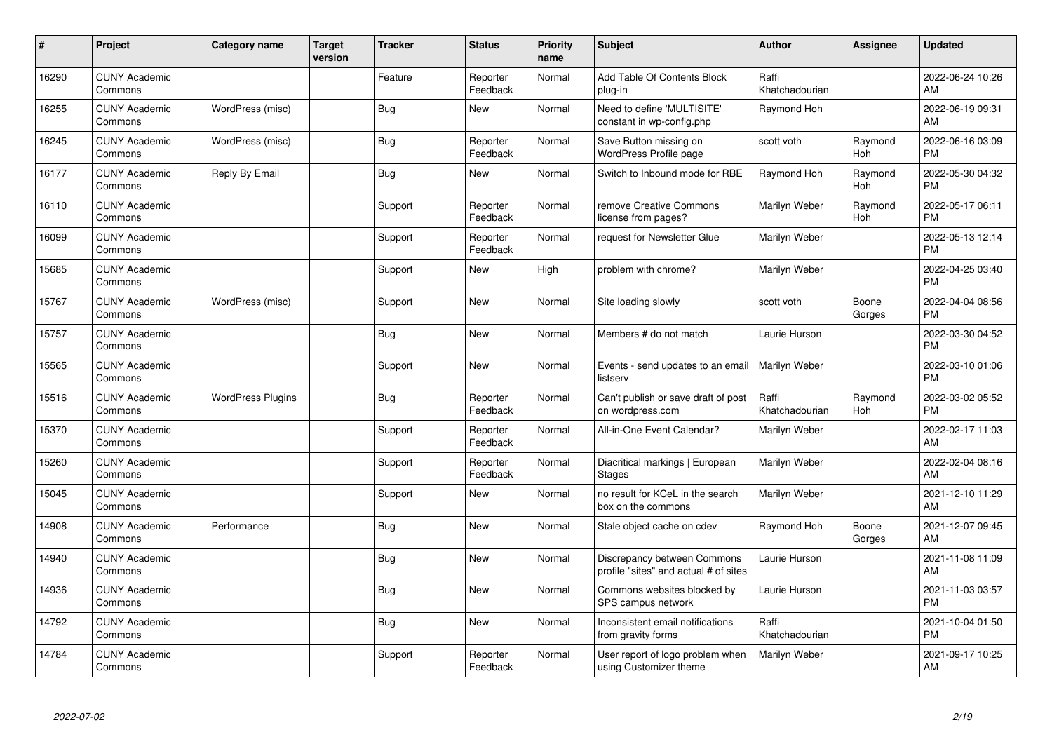| # | Project | Category name | Target version | Tracker | Status | Priority name | Subject | Author | Assignee | Updated |
|---|---|---|---|---|---|---|---|---|---|---|
| 16290 | CUNY Academic Commons | | | Feature | Reporter Feedback | Normal | Add Table Of Contents Block plug-in | Raffi Khatchadourian | | 2022-06-24 10:26 AM |
| 16255 | CUNY Academic Commons | WordPress (misc) | | Bug | New | Normal | Need to define 'MULTISITE' constant in wp-config.php | Raymond Hoh | | 2022-06-19 09:31 AM |
| 16245 | CUNY Academic Commons | WordPress (misc) | | Bug | Reporter Feedback | Normal | Save Button missing on WordPress Profile page | scott voth | Raymond Hoh | 2022-06-16 03:09 PM |
| 16177 | CUNY Academic Commons | Reply By Email | | Bug | New | Normal | Switch to Inbound mode for RBE | Raymond Hoh | Raymond Hoh | 2022-05-30 04:32 PM |
| 16110 | CUNY Academic Commons | | | Support | Reporter Feedback | Normal | remove Creative Commons license from pages? | Marilyn Weber | Raymond Hoh | 2022-05-17 06:11 PM |
| 16099 | CUNY Academic Commons | | | Support | Reporter Feedback | Normal | request for Newsletter Glue | Marilyn Weber | | 2022-05-13 12:14 PM |
| 15685 | CUNY Academic Commons | | | Support | New | High | problem with chrome? | Marilyn Weber | | 2022-04-25 03:40 PM |
| 15767 | CUNY Academic Commons | WordPress (misc) | | Support | New | Normal | Site loading slowly | scott voth | Boone Gorges | 2022-04-04 08:56 PM |
| 15757 | CUNY Academic Commons | | | Bug | New | Normal | Members # do not match | Laurie Hurson | | 2022-03-30 04:52 PM |
| 15565 | CUNY Academic Commons | | | Support | New | Normal | Events - send updates to an email listserv | Marilyn Weber | | 2022-03-10 01:06 PM |
| 15516 | CUNY Academic Commons | WordPress Plugins | | Bug | Reporter Feedback | Normal | Can't publish or save draft of post on wordpress.com | Raffi Khatchadourian | Raymond Hoh | 2022-03-02 05:52 PM |
| 15370 | CUNY Academic Commons | | | Support | Reporter Feedback | Normal | All-in-One Event Calendar? | Marilyn Weber | | 2022-02-17 11:03 AM |
| 15260 | CUNY Academic Commons | | | Support | Reporter Feedback | Normal | Diacritical markings \| European Stages | Marilyn Weber | | 2022-02-04 08:16 AM |
| 15045 | CUNY Academic Commons | | | Support | New | Normal | no result for KCeL in the search box on the commons | Marilyn Weber | | 2021-12-10 11:29 AM |
| 14908 | CUNY Academic Commons | Performance | | Bug | New | Normal | Stale object cache on cdev | Raymond Hoh | Boone Gorges | 2021-12-07 09:45 AM |
| 14940 | CUNY Academic Commons | | | Bug | New | Normal | Discrepancy between Commons profile "sites" and actual # of sites | Laurie Hurson | | 2021-11-08 11:09 AM |
| 14936 | CUNY Academic Commons | | | Bug | New | Normal | Commons websites blocked by SPS campus network | Laurie Hurson | | 2021-11-03 03:57 PM |
| 14792 | CUNY Academic Commons | | | Bug | New | Normal | Inconsistent email notifications from gravity forms | Raffi Khatchadourian | | 2021-10-04 01:50 PM |
| 14784 | CUNY Academic Commons | | | Support | Reporter Feedback | Normal | User report of logo problem when using Customizer theme | Marilyn Weber | | 2021-09-17 10:25 AM |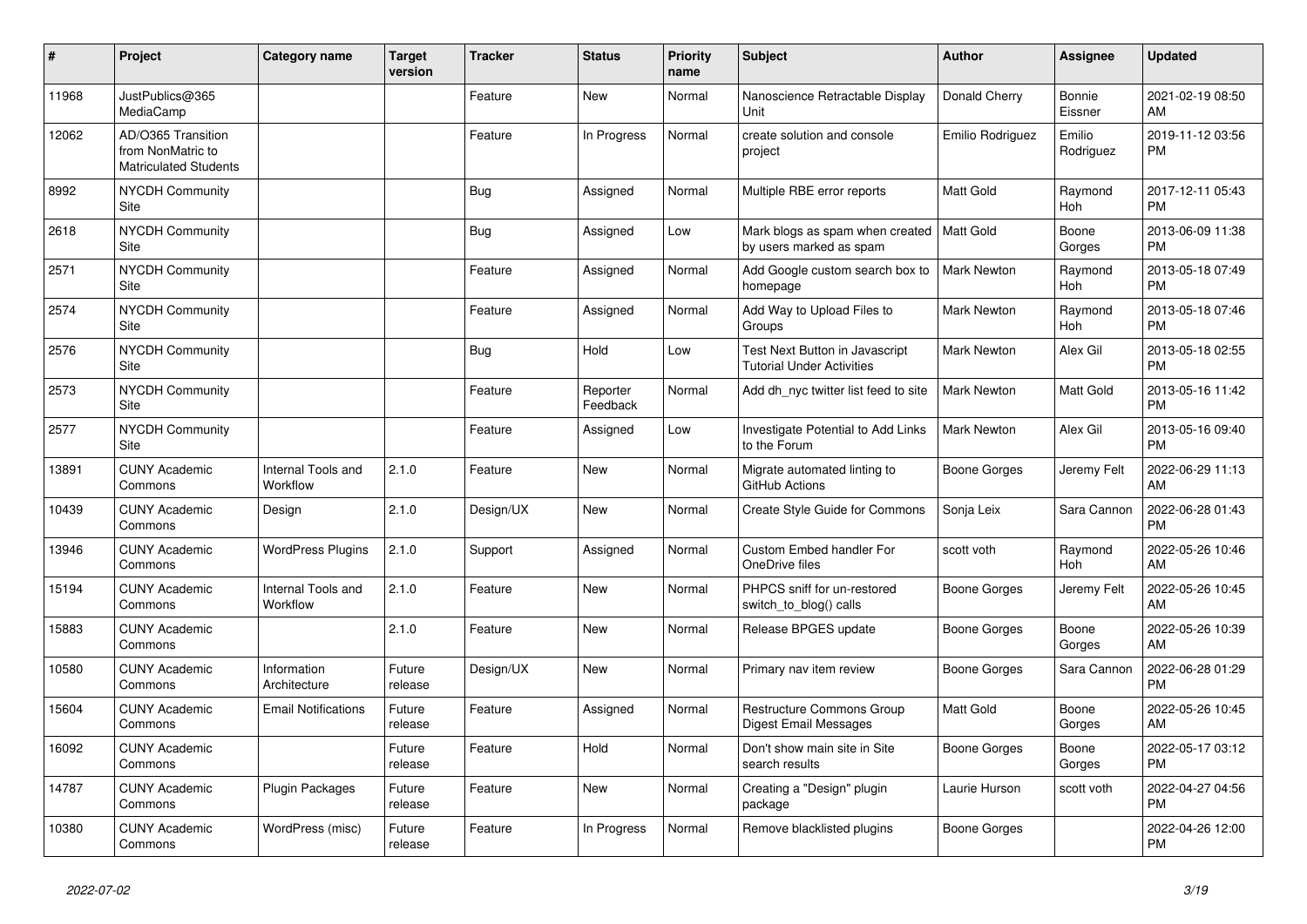| # | Project | Category name | Target version | Tracker | Status | Priority name | Subject | Author | Assignee | Updated |
|---|---|---|---|---|---|---|---|---|---|---|
| 11968 | JustPublics@365 MediaCamp | | | Feature | New | Normal | Nanoscience Retractable Display Unit | Donald Cherry | Bonnie Eissner | 2021-02-19 08:50 AM |
| 12062 | AD/O365 Transition from NonMatric to Matriculated Students | | | Feature | In Progress | Normal | create solution and console project | Emilio Rodriguez | Emilio Rodriguez | 2019-11-12 03:56 PM |
| 8992 | NYCDH Community Site | | | Bug | Assigned | Normal | Multiple RBE error reports | Matt Gold | Raymond Hoh | 2017-12-11 05:43 PM |
| 2618 | NYCDH Community Site | | | Bug | Assigned | Low | Mark blogs as spam when created by users marked as spam | Matt Gold | Boone Gorges | 2013-06-09 11:38 PM |
| 2571 | NYCDH Community Site | | | Feature | Assigned | Normal | Add Google custom search box to homepage | Mark Newton | Raymond Hoh | 2013-05-18 07:49 PM |
| 2574 | NYCDH Community Site | | | Feature | Assigned | Normal | Add Way to Upload Files to Groups | Mark Newton | Raymond Hoh | 2013-05-18 07:46 PM |
| 2576 | NYCDH Community Site | | | Bug | Hold | Low | Test Next Button in Javascript Tutorial Under Activities | Mark Newton | Alex Gil | 2013-05-18 02:55 PM |
| 2573 | NYCDH Community Site | | | Feature | Reporter Feedback | Normal | Add dh_nyc twitter list feed to site | Mark Newton | Matt Gold | 2013-05-16 11:42 PM |
| 2577 | NYCDH Community Site | | | Feature | Assigned | Low | Investigate Potential to Add Links to the Forum | Mark Newton | Alex Gil | 2013-05-16 09:40 PM |
| 13891 | CUNY Academic Commons | Internal Tools and Workflow | 2.1.0 | Feature | New | Normal | Migrate automated linting to GitHub Actions | Boone Gorges | Jeremy Felt | 2022-06-29 11:13 AM |
| 10439 | CUNY Academic Commons | Design | 2.1.0 | Design/UX | New | Normal | Create Style Guide for Commons | Sonja Leix | Sara Cannon | 2022-06-28 01:43 PM |
| 13946 | CUNY Academic Commons | WordPress Plugins | 2.1.0 | Support | Assigned | Normal | Custom Embed handler For OneDrive files | scott voth | Raymond Hoh | 2022-05-26 10:46 AM |
| 15194 | CUNY Academic Commons | Internal Tools and Workflow | 2.1.0 | Feature | New | Normal | PHPCS sniff for un-restored switch_to_blog() calls | Boone Gorges | Jeremy Felt | 2022-05-26 10:45 AM |
| 15883 | CUNY Academic Commons | | 2.1.0 | Feature | New | Normal | Release BPGES update | Boone Gorges | Boone Gorges | 2022-05-26 10:39 AM |
| 10580 | CUNY Academic Commons | Information Architecture | Future release | Design/UX | New | Normal | Primary nav item review | Boone Gorges | Sara Cannon | 2022-06-28 01:29 PM |
| 15604 | CUNY Academic Commons | Email Notifications | Future release | Feature | Assigned | Normal | Restructure Commons Group Digest Email Messages | Matt Gold | Boone Gorges | 2022-05-26 10:45 AM |
| 16092 | CUNY Academic Commons | | Future release | Feature | Hold | Normal | Don't show main site in Site search results | Boone Gorges | Boone Gorges | 2022-05-17 03:12 PM |
| 14787 | CUNY Academic Commons | Plugin Packages | Future release | Feature | New | Normal | Creating a "Design" plugin package | Laurie Hurson | scott voth | 2022-04-27 04:56 PM |
| 10380 | CUNY Academic Commons | WordPress (misc) | Future release | Feature | In Progress | Normal | Remove blacklisted plugins | Boone Gorges | | 2022-04-26 12:00 PM |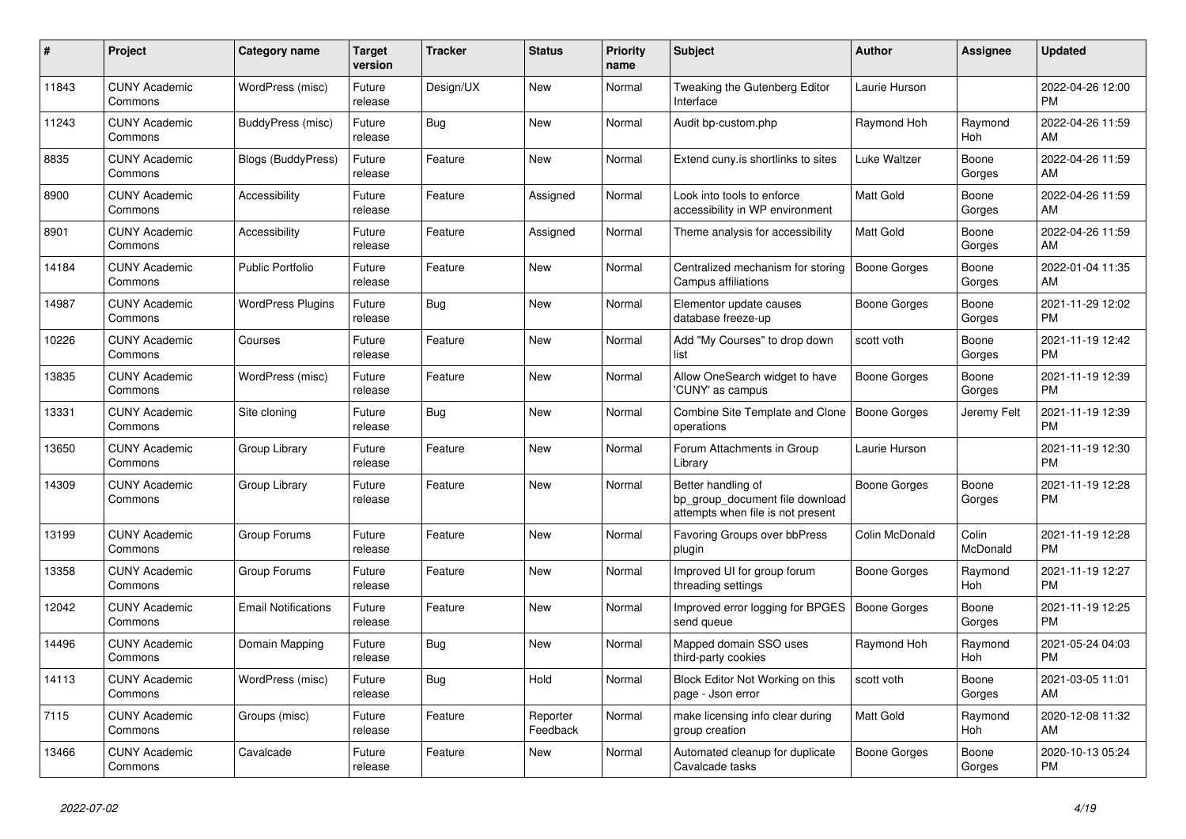| # | Project | Category name | Target version | Tracker | Status | Priority name | Subject | Author | Assignee | Updated |
|---|---|---|---|---|---|---|---|---|---|---|
| 11843 | CUNY Academic Commons | WordPress (misc) | Future release | Design/UX | New | Normal | Tweaking the Gutenberg Editor Interface | Laurie Hurson | | 2022-04-26 12:00 PM |
| 11243 | CUNY Academic Commons | BuddyPress (misc) | Future release | Bug | New | Normal | Audit bp-custom.php | Raymond Hoh | Raymond Hoh | 2022-04-26 11:59 AM |
| 8835 | CUNY Academic Commons | Blogs (BuddyPress) | Future release | Feature | New | Normal | Extend cuny.is shortlinks to sites | Luke Waltzer | Boone Gorges | 2022-04-26 11:59 AM |
| 8900 | CUNY Academic Commons | Accessibility | Future release | Feature | Assigned | Normal | Look into tools to enforce accessibility in WP environment | Matt Gold | Boone Gorges | 2022-04-26 11:59 AM |
| 8901 | CUNY Academic Commons | Accessibility | Future release | Feature | Assigned | Normal | Theme analysis for accessibility | Matt Gold | Boone Gorges | 2022-04-26 11:59 AM |
| 14184 | CUNY Academic Commons | Public Portfolio | Future release | Feature | New | Normal | Centralized mechanism for storing Campus affiliations | Boone Gorges | Boone Gorges | 2022-01-04 11:35 AM |
| 14987 | CUNY Academic Commons | WordPress Plugins | Future release | Bug | New | Normal | Elementor update causes database freeze-up | Boone Gorges | Boone Gorges | 2021-11-29 12:02 PM |
| 10226 | CUNY Academic Commons | Courses | Future release | Feature | New | Normal | Add "My Courses" to drop down list | scott voth | Boone Gorges | 2021-11-19 12:42 PM |
| 13835 | CUNY Academic Commons | WordPress (misc) | Future release | Feature | New | Normal | Allow OneSearch widget to have 'CUNY' as campus | Boone Gorges | Boone Gorges | 2021-11-19 12:39 PM |
| 13331 | CUNY Academic Commons | Site cloning | Future release | Bug | New | Normal | Combine Site Template and Clone operations | Boone Gorges | Jeremy Felt | 2021-11-19 12:39 PM |
| 13650 | CUNY Academic Commons | Group Library | Future release | Feature | New | Normal | Forum Attachments in Group Library | Laurie Hurson | | 2021-11-19 12:30 PM |
| 14309 | CUNY Academic Commons | Group Library | Future release | Feature | New | Normal | Better handling of bp_group_document file download attempts when file is not present | Boone Gorges | Boone Gorges | 2021-11-19 12:28 PM |
| 13199 | CUNY Academic Commons | Group Forums | Future release | Feature | New | Normal | Favoring Groups over bbPress plugin | Colin McDonald | Colin McDonald | 2021-11-19 12:28 PM |
| 13358 | CUNY Academic Commons | Group Forums | Future release | Feature | New | Normal | Improved UI for group forum threading settings | Boone Gorges | Raymond Hoh | 2021-11-19 12:27 PM |
| 12042 | CUNY Academic Commons | Email Notifications | Future release | Feature | New | Normal | Improved error logging for BPGES send queue | Boone Gorges | Boone Gorges | 2021-11-19 12:25 PM |
| 14496 | CUNY Academic Commons | Domain Mapping | Future release | Bug | New | Normal | Mapped domain SSO uses third-party cookies | Raymond Hoh | Raymond Hoh | 2021-05-24 04:03 PM |
| 14113 | CUNY Academic Commons | WordPress (misc) | Future release | Bug | Hold | Normal | Block Editor Not Working on this page - Json error | scott voth | Boone Gorges | 2021-03-05 11:01 AM |
| 7115 | CUNY Academic Commons | Groups (misc) | Future release | Feature | Reporter Feedback | Normal | make licensing info clear during group creation | Matt Gold | Raymond Hoh | 2020-12-08 11:32 AM |
| 13466 | CUNY Academic Commons | Cavalcade | Future release | Feature | New | Normal | Automated cleanup for duplicate Cavalcade tasks | Boone Gorges | Boone Gorges | 2020-10-13 05:24 PM |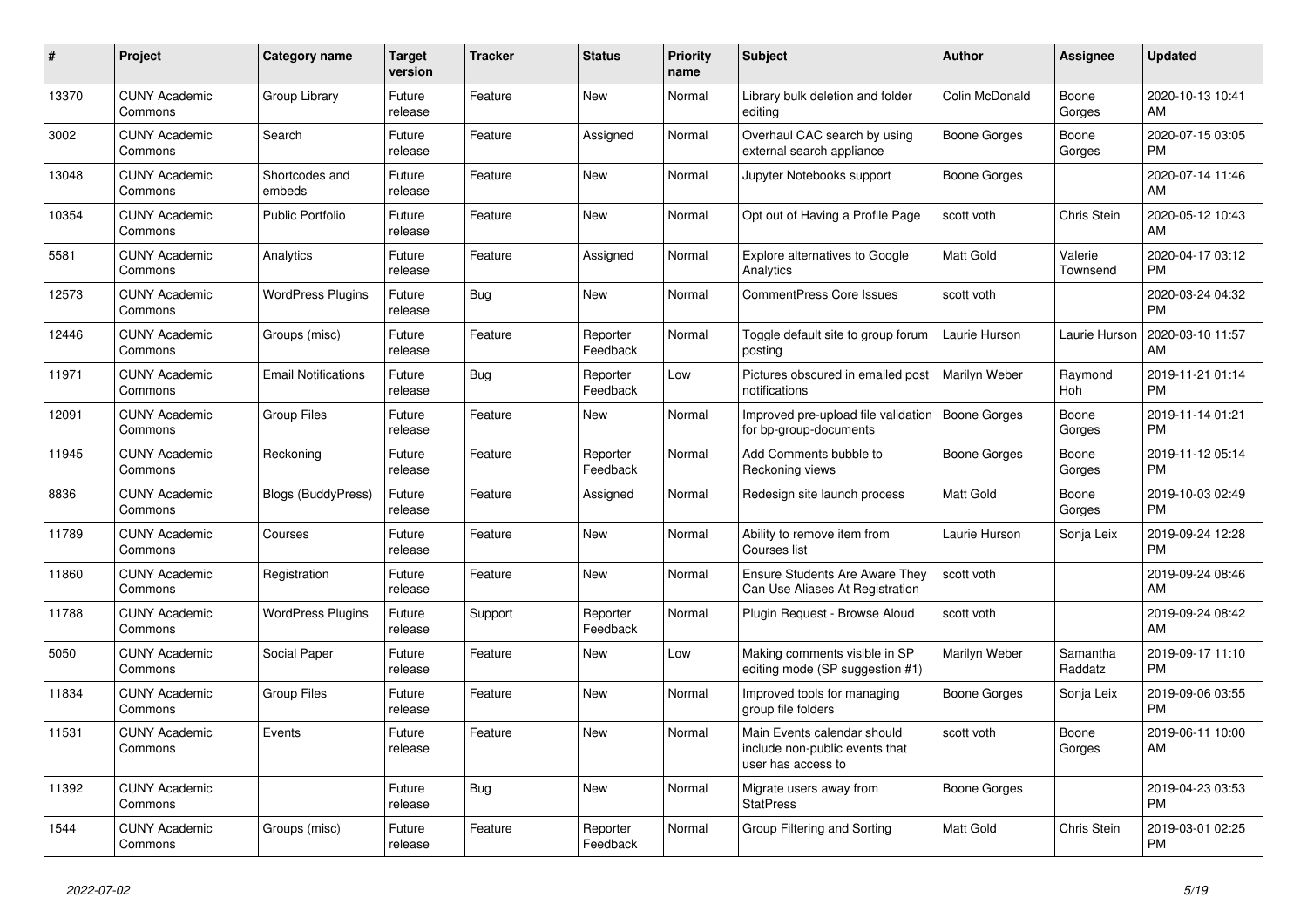| # | Project | Category name | Target version | Tracker | Status | Priority name | Subject | Author | Assignee | Updated |
|---|---|---|---|---|---|---|---|---|---|---|
| 13370 | CUNY Academic Commons | Group Library | Future release | Feature | New | Normal | Library bulk deletion and folder editing | Colin McDonald | Boone Gorges | 2020-10-13 10:41 AM |
| 3002 | CUNY Academic Commons | Search | Future release | Feature | Assigned | Normal | Overhaul CAC search by using external search appliance | Boone Gorges | Boone Gorges | 2020-07-15 03:05 PM |
| 13048 | CUNY Academic Commons | Shortcodes and embeds | Future release | Feature | New | Normal | Jupyter Notebooks support | Boone Gorges | | 2020-07-14 11:46 AM |
| 10354 | CUNY Academic Commons | Public Portfolio | Future release | Feature | New | Normal | Opt out of Having a Profile Page | scott voth | Chris Stein | 2020-05-12 10:43 AM |
| 5581 | CUNY Academic Commons | Analytics | Future release | Feature | Assigned | Normal | Explore alternatives to Google Analytics | Matt Gold | Valerie Townsend | 2020-04-17 03:12 PM |
| 12573 | CUNY Academic Commons | WordPress Plugins | Future release | Bug | New | Normal | CommentPress Core Issues | scott voth | | 2020-03-24 04:32 PM |
| 12446 | CUNY Academic Commons | Groups (misc) | Future release | Feature | Reporter Feedback | Normal | Toggle default site to group forum posting | Laurie Hurson | Laurie Hurson | 2020-03-10 11:57 AM |
| 11971 | CUNY Academic Commons | Email Notifications | Future release | Bug | Reporter Feedback | Low | Pictures obscured in emailed post notifications | Marilyn Weber | Raymond Hoh | 2019-11-21 01:14 PM |
| 12091 | CUNY Academic Commons | Group Files | Future release | Feature | New | Normal | Improved pre-upload file validation for bp-group-documents | Boone Gorges | Boone Gorges | 2019-11-14 01:21 PM |
| 11945 | CUNY Academic Commons | Reckoning | Future release | Feature | Reporter Feedback | Normal | Add Comments bubble to Reckoning views | Boone Gorges | Boone Gorges | 2019-11-12 05:14 PM |
| 8836 | CUNY Academic Commons | Blogs (BuddyPress) | Future release | Feature | Assigned | Normal | Redesign site launch process | Matt Gold | Boone Gorges | 2019-10-03 02:49 PM |
| 11789 | CUNY Academic Commons | Courses | Future release | Feature | New | Normal | Ability to remove item from Courses list | Laurie Hurson | Sonja Leix | 2019-09-24 12:28 PM |
| 11860 | CUNY Academic Commons | Registration | Future release | Feature | New | Normal | Ensure Students Are Aware They Can Use Aliases At Registration | scott voth | | 2019-09-24 08:46 AM |
| 11788 | CUNY Academic Commons | WordPress Plugins | Future release | Support | Reporter Feedback | Normal | Plugin Request - Browse Aloud | scott voth | | 2019-09-24 08:42 AM |
| 5050 | CUNY Academic Commons | Social Paper | Future release | Feature | New | Low | Making comments visible in SP editing mode (SP suggestion #1) | Marilyn Weber | Samantha Raddatz | 2019-09-17 11:10 PM |
| 11834 | CUNY Academic Commons | Group Files | Future release | Feature | New | Normal | Improved tools for managing group file folders | Boone Gorges | Sonja Leix | 2019-09-06 03:55 PM |
| 11531 | CUNY Academic Commons | Events | Future release | Feature | New | Normal | Main Events calendar should include non-public events that user has access to | scott voth | Boone Gorges | 2019-06-11 10:00 AM |
| 11392 | CUNY Academic Commons | | Future release | Bug | New | Normal | Migrate users away from StatPress | Boone Gorges | | 2019-04-23 03:53 PM |
| 1544 | CUNY Academic Commons | Groups (misc) | Future release | Feature | Reporter Feedback | Normal | Group Filtering and Sorting | Matt Gold | Chris Stein | 2019-03-01 02:25 PM |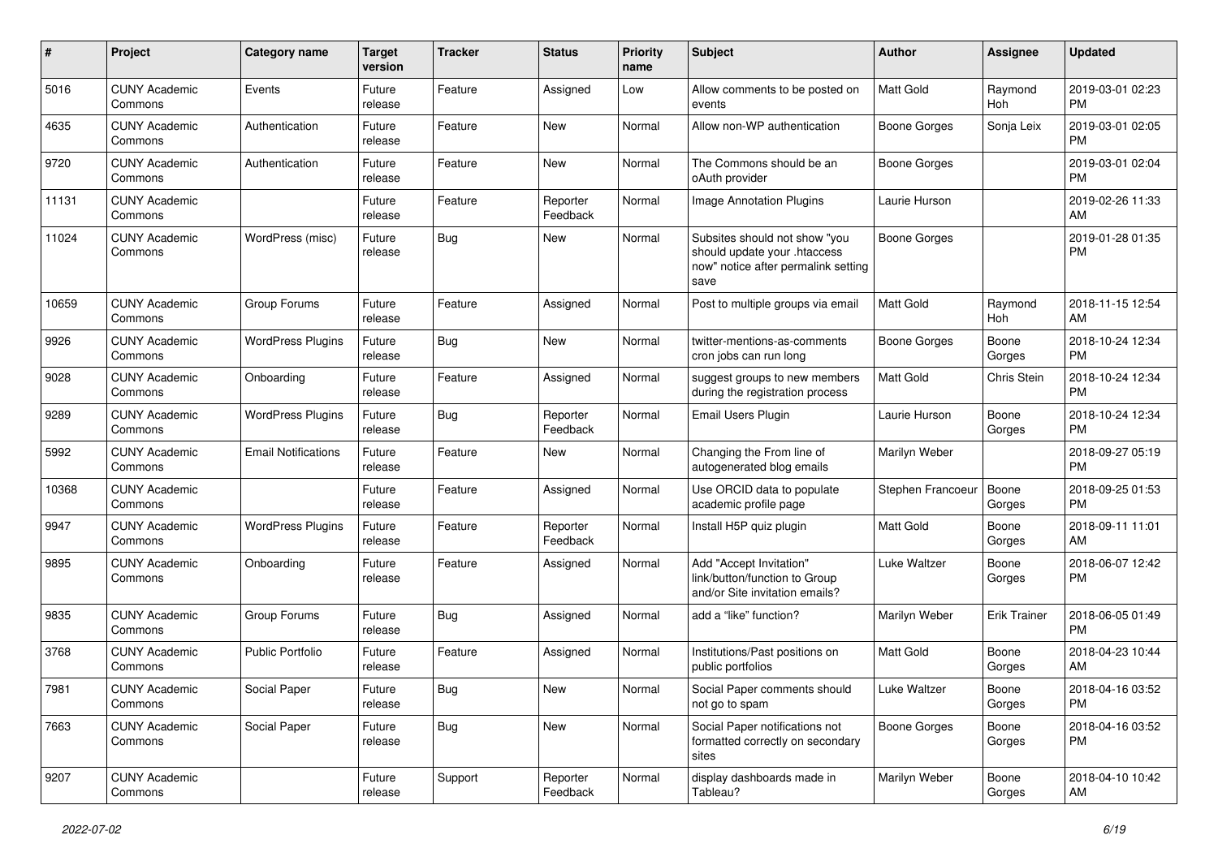| # | Project | Category name | Target version | Tracker | Status | Priority name | Subject | Author | Assignee | Updated |
|---|---|---|---|---|---|---|---|---|---|---|
| 5016 | CUNY Academic Commons | Events | Future release | Feature | Assigned | Low | Allow comments to be posted on events | Matt Gold | Raymond Hoh | 2019-03-01 02:23 PM |
| 4635 | CUNY Academic Commons | Authentication | Future release | Feature | New | Normal | Allow non-WP authentication | Boone Gorges | Sonja Leix | 2019-03-01 02:05 PM |
| 9720 | CUNY Academic Commons | Authentication | Future release | Feature | New | Normal | The Commons should be an oAuth provider | Boone Gorges | | 2019-03-01 02:04 PM |
| 11131 | CUNY Academic Commons | | Future release | Feature | Reporter Feedback | Normal | Image Annotation Plugins | Laurie Hurson | | 2019-02-26 11:33 AM |
| 11024 | CUNY Academic Commons | WordPress (misc) | Future release | Bug | New | Normal | Subsites should not show "you should update your .htaccess now" notice after permalink setting save | Boone Gorges | | 2019-01-28 01:35 PM |
| 10659 | CUNY Academic Commons | Group Forums | Future release | Feature | Assigned | Normal | Post to multiple groups via email | Matt Gold | Raymond Hoh | 2018-11-15 12:54 AM |
| 9926 | CUNY Academic Commons | WordPress Plugins | Future release | Bug | New | Normal | twitter-mentions-as-comments cron jobs can run long | Boone Gorges | Boone Gorges | 2018-10-24 12:34 PM |
| 9028 | CUNY Academic Commons | Onboarding | Future release | Feature | Assigned | Normal | suggest groups to new members during the registration process | Matt Gold | Chris Stein | 2018-10-24 12:34 PM |
| 9289 | CUNY Academic Commons | WordPress Plugins | Future release | Bug | Reporter Feedback | Normal | Email Users Plugin | Laurie Hurson | Boone Gorges | 2018-10-24 12:34 PM |
| 5992 | CUNY Academic Commons | Email Notifications | Future release | Feature | New | Normal | Changing the From line of autogenerated blog emails | Marilyn Weber | | 2018-09-27 05:19 PM |
| 10368 | CUNY Academic Commons | | Future release | Feature | Assigned | Normal | Use ORCID data to populate academic profile page | Stephen Francoeur | Boone Gorges | 2018-09-25 01:53 PM |
| 9947 | CUNY Academic Commons | WordPress Plugins | Future release | Feature | Reporter Feedback | Normal | Install H5P quiz plugin | Matt Gold | Boone Gorges | 2018-09-11 11:01 AM |
| 9895 | CUNY Academic Commons | Onboarding | Future release | Feature | Assigned | Normal | Add "Accept Invitation" link/button/function to Group and/or Site invitation emails? | Luke Waltzer | Boone Gorges | 2018-06-07 12:42 PM |
| 9835 | CUNY Academic Commons | Group Forums | Future release | Bug | Assigned | Normal | add a "like" function? | Marilyn Weber | Erik Trainer | 2018-06-05 01:49 PM |
| 3768 | CUNY Academic Commons | Public Portfolio | Future release | Feature | Assigned | Normal | Institutions/Past positions on public portfolios | Matt Gold | Boone Gorges | 2018-04-23 10:44 AM |
| 7981 | CUNY Academic Commons | Social Paper | Future release | Bug | New | Normal | Social Paper comments should not go to spam | Luke Waltzer | Boone Gorges | 2018-04-16 03:52 PM |
| 7663 | CUNY Academic Commons | Social Paper | Future release | Bug | New | Normal | Social Paper notifications not formatted correctly on secondary sites | Boone Gorges | Boone Gorges | 2018-04-16 03:52 PM |
| 9207 | CUNY Academic Commons | | Future release | Support | Reporter Feedback | Normal | display dashboards made in Tableau? | Marilyn Weber | Boone Gorges | 2018-04-10 10:42 AM |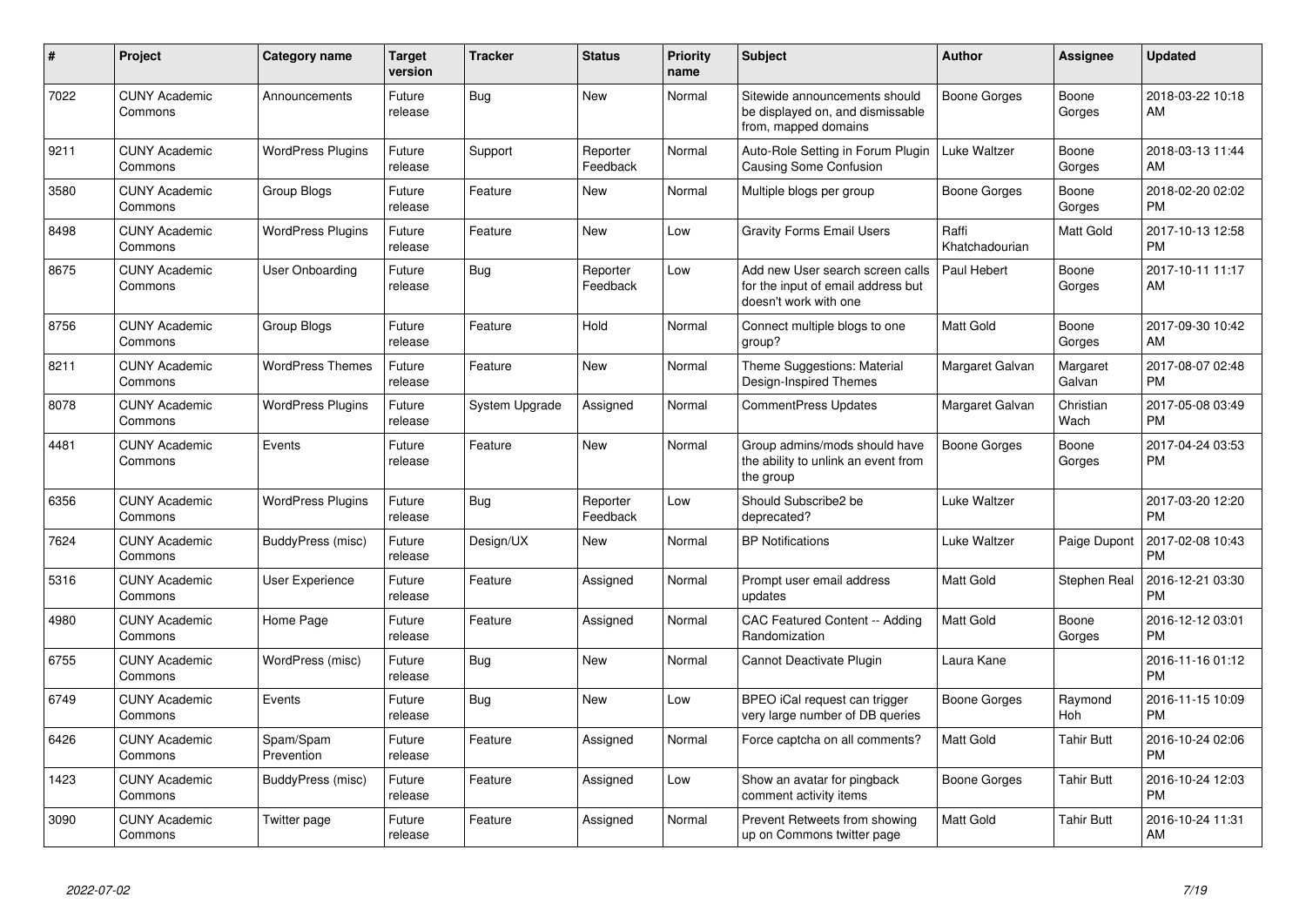| # | Project | Category name | Target version | Tracker | Status | Priority name | Subject | Author | Assignee | Updated |
|---|---|---|---|---|---|---|---|---|---|---|
| 7022 | CUNY Academic Commons | Announcements | Future release | Bug | New | Normal | Sitewide announcements should be displayed on, and dismissable from, mapped domains | Boone Gorges | Boone Gorges | 2018-03-22 10:18 AM |
| 9211 | CUNY Academic Commons | WordPress Plugins | Future release | Support | Reporter Feedback | Normal | Auto-Role Setting in Forum Plugin Causing Some Confusion | Luke Waltzer | Boone Gorges | 2018-03-13 11:44 AM |
| 3580 | CUNY Academic Commons | Group Blogs | Future release | Feature | New | Normal | Multiple blogs per group | Boone Gorges | Boone Gorges | 2018-02-20 02:02 PM |
| 8498 | CUNY Academic Commons | WordPress Plugins | Future release | Feature | New | Low | Gravity Forms Email Users | Raffi Khatchadourian | Matt Gold | 2017-10-13 12:58 PM |
| 8675 | CUNY Academic Commons | User Onboarding | Future release | Bug | Reporter Feedback | Low | Add new User search screen calls for the input of email address but doesn't work with one | Paul Hebert | Boone Gorges | 2017-10-11 11:17 AM |
| 8756 | CUNY Academic Commons | Group Blogs | Future release | Feature | Hold | Normal | Connect multiple blogs to one group? | Matt Gold | Boone Gorges | 2017-09-30 10:42 AM |
| 8211 | CUNY Academic Commons | WordPress Themes | Future release | Feature | New | Normal | Theme Suggestions: Material Design-Inspired Themes | Margaret Galvan | Margaret Galvan | 2017-08-07 02:48 PM |
| 8078 | CUNY Academic Commons | WordPress Plugins | Future release | System Upgrade | Assigned | Normal | CommentPress Updates | Margaret Galvan | Christian Wach | 2017-05-08 03:49 PM |
| 4481 | CUNY Academic Commons | Events | Future release | Feature | New | Normal | Group admins/mods should have the ability to unlink an event from the group | Boone Gorges | Boone Gorges | 2017-04-24 03:53 PM |
| 6356 | CUNY Academic Commons | WordPress Plugins | Future release | Bug | Reporter Feedback | Low | Should Subscribe2 be deprecated? | Luke Waltzer | | 2017-03-20 12:20 PM |
| 7624 | CUNY Academic Commons | BuddyPress (misc) | Future release | Design/UX | New | Normal | BP Notifications | Luke Waltzer | Paige Dupont | 2017-02-08 10:43 PM |
| 5316 | CUNY Academic Commons | User Experience | Future release | Feature | Assigned | Normal | Prompt user email address updates | Matt Gold | Stephen Real | 2016-12-21 03:30 PM |
| 4980 | CUNY Academic Commons | Home Page | Future release | Feature | Assigned | Normal | CAC Featured Content -- Adding Randomization | Matt Gold | Boone Gorges | 2016-12-12 03:01 PM |
| 6755 | CUNY Academic Commons | WordPress (misc) | Future release | Bug | New | Normal | Cannot Deactivate Plugin | Laura Kane | | 2016-11-16 01:12 PM |
| 6749 | CUNY Academic Commons | Events | Future release | Bug | New | Low | BPEO iCal request can trigger very large number of DB queries | Boone Gorges | Raymond Hoh | 2016-11-15 10:09 PM |
| 6426 | CUNY Academic Commons | Spam/Spam Prevention | Future release | Feature | Assigned | Normal | Force captcha on all comments? | Matt Gold | Tahir Butt | 2016-10-24 02:06 PM |
| 1423 | CUNY Academic Commons | BuddyPress (misc) | Future release | Feature | Assigned | Low | Show an avatar for pingback comment activity items | Boone Gorges | Tahir Butt | 2016-10-24 12:03 PM |
| 3090 | CUNY Academic Commons | Twitter page | Future release | Feature | Assigned | Normal | Prevent Retweets from showing up on Commons twitter page | Matt Gold | Tahir Butt | 2016-10-24 11:31 AM |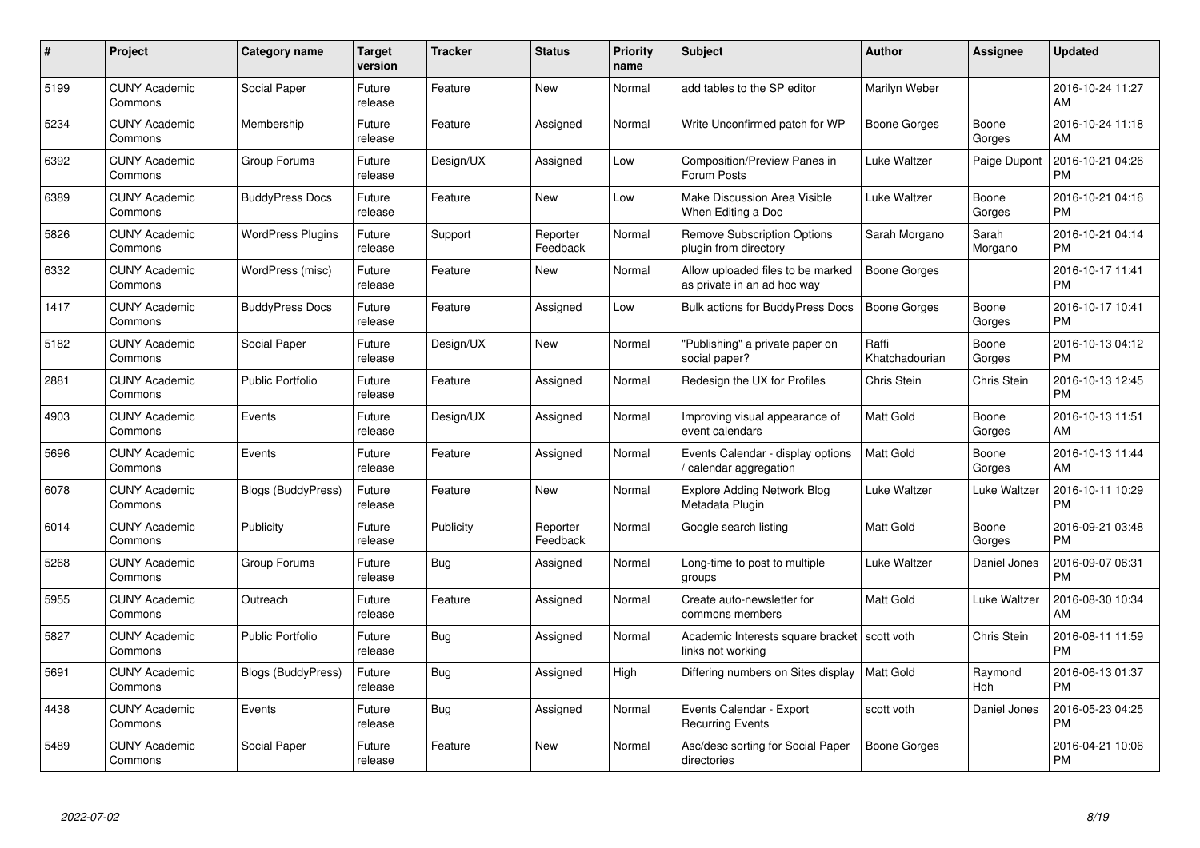| # | Project | Category name | Target version | Tracker | Status | Priority name | Subject | Author | Assignee | Updated |
|---|---|---|---|---|---|---|---|---|---|---|
| 5199 | CUNY Academic Commons | Social Paper | Future release | Feature | New | Normal | add tables to the SP editor | Marilyn Weber | | 2016-10-24 11:27 AM |
| 5234 | CUNY Academic Commons | Membership | Future release | Feature | Assigned | Normal | Write Unconfirmed patch for WP | Boone Gorges | Boone Gorges | 2016-10-24 11:18 AM |
| 6392 | CUNY Academic Commons | Group Forums | Future release | Design/UX | Assigned | Low | Composition/Preview Panes in Forum Posts | Luke Waltzer | Paige Dupont | 2016-10-21 04:26 PM |
| 6389 | CUNY Academic Commons | BuddyPress Docs | Future release | Feature | New | Low | Make Discussion Area Visible When Editing a Doc | Luke Waltzer | Boone Gorges | 2016-10-21 04:16 PM |
| 5826 | CUNY Academic Commons | WordPress Plugins | Future release | Support | Reporter Feedback | Normal | Remove Subscription Options plugin from directory | Sarah Morgano | Sarah Morgano | 2016-10-21 04:14 PM |
| 6332 | CUNY Academic Commons | WordPress (misc) | Future release | Feature | New | Normal | Allow uploaded files to be marked as private in an ad hoc way | Boone Gorges | | 2016-10-17 11:41 PM |
| 1417 | CUNY Academic Commons | BuddyPress Docs | Future release | Feature | Assigned | Low | Bulk actions for BuddyPress Docs | Boone Gorges | Boone Gorges | 2016-10-17 10:41 PM |
| 5182 | CUNY Academic Commons | Social Paper | Future release | Design/UX | New | Normal | "Publishing" a private paper on social paper? | Raffi Khatchadourian | Boone Gorges | 2016-10-13 04:12 PM |
| 2881 | CUNY Academic Commons | Public Portfolio | Future release | Feature | Assigned | Normal | Redesign the UX for Profiles | Chris Stein | Chris Stein | 2016-10-13 12:45 PM |
| 4903 | CUNY Academic Commons | Events | Future release | Design/UX | Assigned | Normal | Improving visual appearance of event calendars | Matt Gold | Boone Gorges | 2016-10-13 11:51 AM |
| 5696 | CUNY Academic Commons | Events | Future release | Feature | Assigned | Normal | Events Calendar - display options / calendar aggregation | Matt Gold | Boone Gorges | 2016-10-13 11:44 AM |
| 6078 | CUNY Academic Commons | Blogs (BuddyPress) | Future release | Feature | New | Normal | Explore Adding Network Blog Metadata Plugin | Luke Waltzer | Luke Waltzer | 2016-10-11 10:29 PM |
| 6014 | CUNY Academic Commons | Publicity | Future release | Publicity | Reporter Feedback | Normal | Google search listing | Matt Gold | Boone Gorges | 2016-09-21 03:48 PM |
| 5268 | CUNY Academic Commons | Group Forums | Future release | Bug | Assigned | Normal | Long-time to post to multiple groups | Luke Waltzer | Daniel Jones | 2016-09-07 06:31 PM |
| 5955 | CUNY Academic Commons | Outreach | Future release | Feature | Assigned | Normal | Create auto-newsletter for commons members | Matt Gold | Luke Waltzer | 2016-08-30 10:34 AM |
| 5827 | CUNY Academic Commons | Public Portfolio | Future release | Bug | Assigned | Normal | Academic Interests square bracket links not working | scott voth | Chris Stein | 2016-08-11 11:59 PM |
| 5691 | CUNY Academic Commons | Blogs (BuddyPress) | Future release | Bug | Assigned | High | Differing numbers on Sites display | Matt Gold | Raymond Hoh | 2016-06-13 01:37 PM |
| 4438 | CUNY Academic Commons | Events | Future release | Bug | Assigned | Normal | Events Calendar - Export Recurring Events | scott voth | Daniel Jones | 2016-05-23 04:25 PM |
| 5489 | CUNY Academic Commons | Social Paper | Future release | Feature | New | Normal | Asc/desc sorting for Social Paper directories | Boone Gorges | | 2016-04-21 10:06 PM |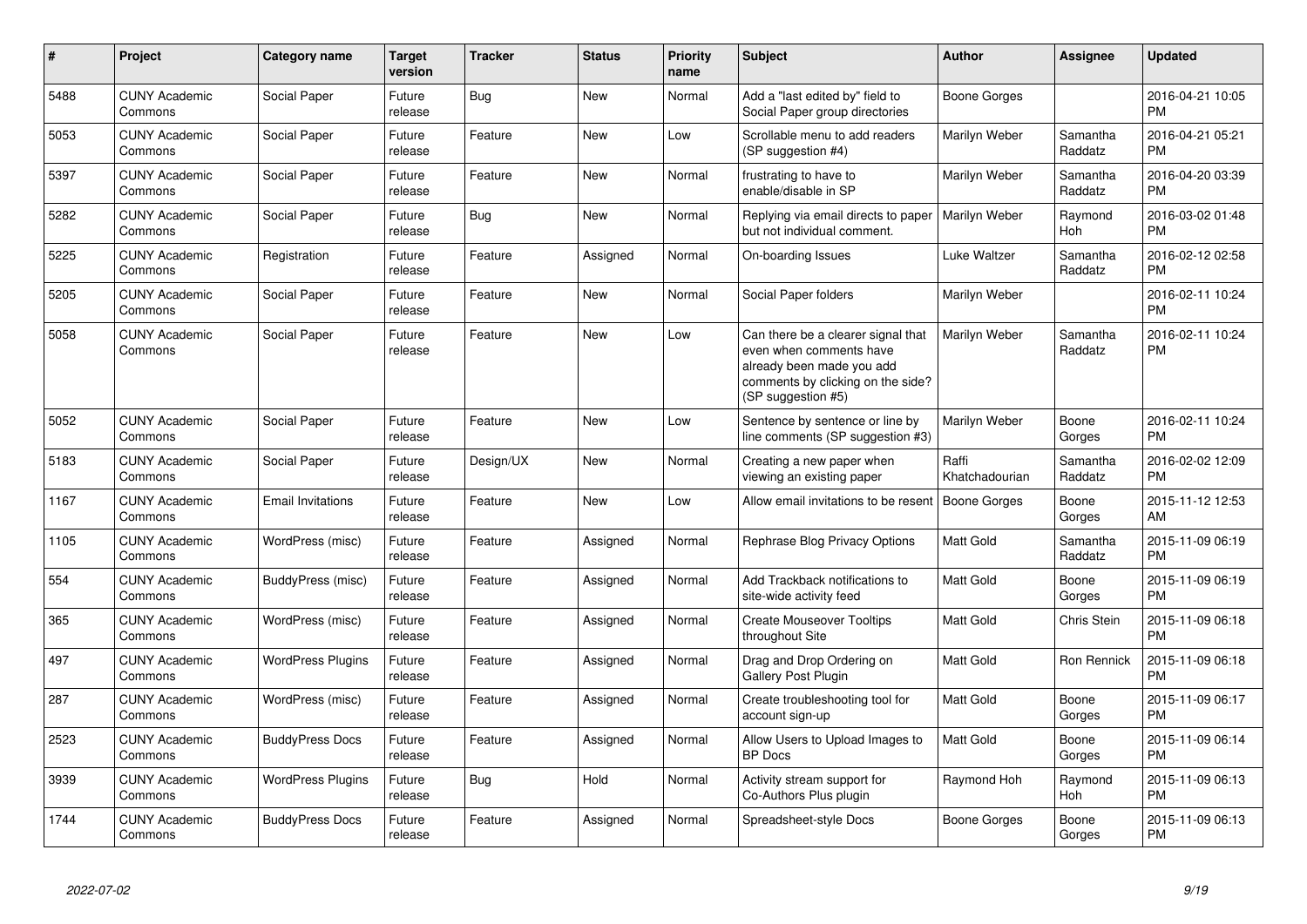| # | Project | Category name | Target version | Tracker | Status | Priority name | Subject | Author | Assignee | Updated |
|---|---|---|---|---|---|---|---|---|---|---|
| 5488 | CUNY Academic Commons | Social Paper | Future release | Bug | New | Normal | Add a "last edited by" field to Social Paper group directories | Boone Gorges | | 2016-04-21 10:05 PM |
| 5053 | CUNY Academic Commons | Social Paper | Future release | Feature | New | Low | Scrollable menu to add readers (SP suggestion #4) | Marilyn Weber | Samantha Raddatz | 2016-04-21 05:21 PM |
| 5397 | CUNY Academic Commons | Social Paper | Future release | Feature | New | Normal | frustrating to have to enable/disable in SP | Marilyn Weber | Samantha Raddatz | 2016-04-20 03:39 PM |
| 5282 | CUNY Academic Commons | Social Paper | Future release | Bug | New | Normal | Replying via email directs to paper but not individual comment. | Marilyn Weber | Raymond Hoh | 2016-03-02 01:48 PM |
| 5225 | CUNY Academic Commons | Registration | Future release | Feature | Assigned | Normal | On-boarding Issues | Luke Waltzer | Samantha Raddatz | 2016-02-12 02:58 PM |
| 5205 | CUNY Academic Commons | Social Paper | Future release | Feature | New | Normal | Social Paper folders | Marilyn Weber | | 2016-02-11 10:24 PM |
| 5058 | CUNY Academic Commons | Social Paper | Future release | Feature | New | Low | Can there be a clearer signal that even when comments have already been made you add comments by clicking on the side? (SP suggestion #5) | Marilyn Weber | Samantha Raddatz | 2016-02-11 10:24 PM |
| 5052 | CUNY Academic Commons | Social Paper | Future release | Feature | New | Low | Sentence by sentence or line by line comments (SP suggestion #3) | Marilyn Weber | Boone Gorges | 2016-02-11 10:24 PM |
| 5183 | CUNY Academic Commons | Social Paper | Future release | Design/UX | New | Normal | Creating a new paper when viewing an existing paper | Raffi Khatchadourian | Samantha Raddatz | 2016-02-02 12:09 PM |
| 1167 | CUNY Academic Commons | Email Invitations | Future release | Feature | New | Low | Allow email invitations to be resent | Boone Gorges | Boone Gorges | 2015-11-12 12:53 AM |
| 1105 | CUNY Academic Commons | WordPress (misc) | Future release | Feature | Assigned | Normal | Rephrase Blog Privacy Options | Matt Gold | Samantha Raddatz | 2015-11-09 06:19 PM |
| 554 | CUNY Academic Commons | BuddyPress (misc) | Future release | Feature | Assigned | Normal | Add Trackback notifications to site-wide activity feed | Matt Gold | Boone Gorges | 2015-11-09 06:19 PM |
| 365 | CUNY Academic Commons | WordPress (misc) | Future release | Feature | Assigned | Normal | Create Mouseover Tooltips throughout Site | Matt Gold | Chris Stein | 2015-11-09 06:18 PM |
| 497 | CUNY Academic Commons | WordPress Plugins | Future release | Feature | Assigned | Normal | Drag and Drop Ordering on Gallery Post Plugin | Matt Gold | Ron Rennick | 2015-11-09 06:18 PM |
| 287 | CUNY Academic Commons | WordPress (misc) | Future release | Feature | Assigned | Normal | Create troubleshooting tool for account sign-up | Matt Gold | Boone Gorges | 2015-11-09 06:17 PM |
| 2523 | CUNY Academic Commons | BuddyPress Docs | Future release | Feature | Assigned | Normal | Allow Users to Upload Images to BP Docs | Matt Gold | Boone Gorges | 2015-11-09 06:14 PM |
| 3939 | CUNY Academic Commons | WordPress Plugins | Future release | Bug | Hold | Normal | Activity stream support for Co-Authors Plus plugin | Raymond Hoh | Raymond Hoh | 2015-11-09 06:13 PM |
| 1744 | CUNY Academic Commons | BuddyPress Docs | Future release | Feature | Assigned | Normal | Spreadsheet-style Docs | Boone Gorges | Boone Gorges | 2015-11-09 06:13 PM |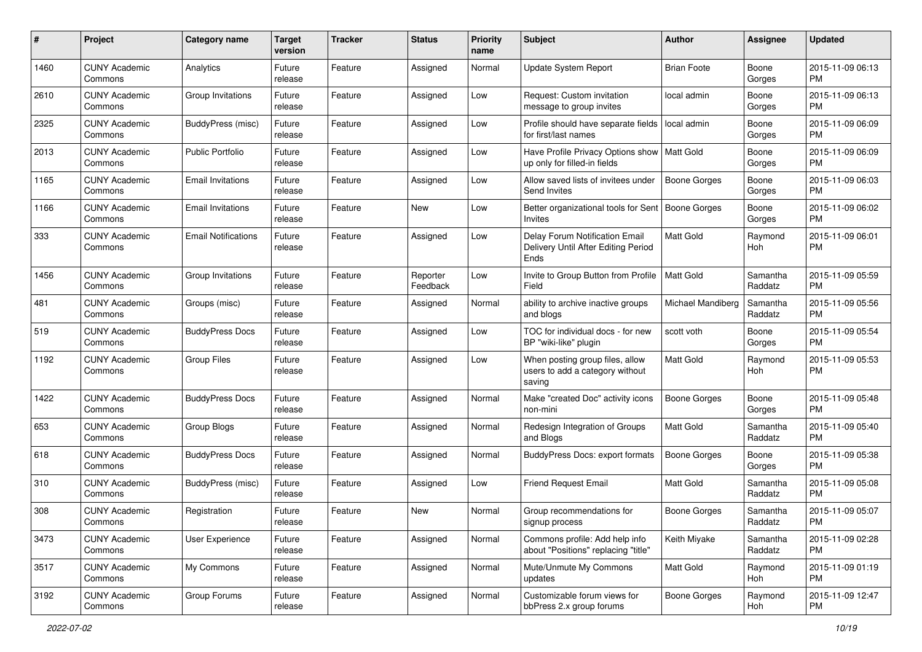| # | Project | Category name | Target version | Tracker | Status | Priority name | Subject | Author | Assignee | Updated |
|---|---|---|---|---|---|---|---|---|---|---|
| 1460 | CUNY Academic Commons | Analytics | Future release | Feature | Assigned | Normal | Update System Report | Brian Foote | Boone Gorges | 2015-11-09 06:13 PM |
| 2610 | CUNY Academic Commons | Group Invitations | Future release | Feature | Assigned | Low | Request: Custom invitation message to group invites | local admin | Boone Gorges | 2015-11-09 06:13 PM |
| 2325 | CUNY Academic Commons | BuddyPress (misc) | Future release | Feature | Assigned | Low | Profile should have separate fields for first/last names | local admin | Boone Gorges | 2015-11-09 06:09 PM |
| 2013 | CUNY Academic Commons | Public Portfolio | Future release | Feature | Assigned | Low | Have Profile Privacy Options show up only for filled-in fields | Matt Gold | Boone Gorges | 2015-11-09 06:09 PM |
| 1165 | CUNY Academic Commons | Email Invitations | Future release | Feature | Assigned | Low | Allow saved lists of invitees under Send Invites | Boone Gorges | Boone Gorges | 2015-11-09 06:03 PM |
| 1166 | CUNY Academic Commons | Email Invitations | Future release | Feature | New | Low | Better organizational tools for Sent Invites | Boone Gorges | Boone Gorges | 2015-11-09 06:02 PM |
| 333 | CUNY Academic Commons | Email Notifications | Future release | Feature | Assigned | Low | Delay Forum Notification Email Delivery Until After Editing Period Ends | Matt Gold | Raymond Hoh | 2015-11-09 06:01 PM |
| 1456 | CUNY Academic Commons | Group Invitations | Future release | Feature | Reporter Feedback | Low | Invite to Group Button from Profile Field | Matt Gold | Samantha Raddatz | 2015-11-09 05:59 PM |
| 481 | CUNY Academic Commons | Groups (misc) | Future release | Feature | Assigned | Normal | ability to archive inactive groups and blogs | Michael Mandiberg | Samantha Raddatz | 2015-11-09 05:56 PM |
| 519 | CUNY Academic Commons | BuddyPress Docs | Future release | Feature | Assigned | Low | TOC for individual docs - for new BP "wiki-like" plugin | scott voth | Boone Gorges | 2015-11-09 05:54 PM |
| 1192 | CUNY Academic Commons | Group Files | Future release | Feature | Assigned | Low | When posting group files, allow users to add a category without saving | Matt Gold | Raymond Hoh | 2015-11-09 05:53 PM |
| 1422 | CUNY Academic Commons | BuddyPress Docs | Future release | Feature | Assigned | Normal | Make "created Doc" activity icons non-mini | Boone Gorges | Boone Gorges | 2015-11-09 05:48 PM |
| 653 | CUNY Academic Commons | Group Blogs | Future release | Feature | Assigned | Normal | Redesign Integration of Groups and Blogs | Matt Gold | Samantha Raddatz | 2015-11-09 05:40 PM |
| 618 | CUNY Academic Commons | BuddyPress Docs | Future release | Feature | Assigned | Normal | BuddyPress Docs: export formats | Boone Gorges | Boone Gorges | 2015-11-09 05:38 PM |
| 310 | CUNY Academic Commons | BuddyPress (misc) | Future release | Feature | Assigned | Low | Friend Request Email | Matt Gold | Samantha Raddatz | 2015-11-09 05:08 PM |
| 308 | CUNY Academic Commons | Registration | Future release | Feature | New | Normal | Group recommendations for signup process | Boone Gorges | Samantha Raddatz | 2015-11-09 05:07 PM |
| 3473 | CUNY Academic Commons | User Experience | Future release | Feature | Assigned | Normal | Commons profile: Add help info about "Positions" replacing "title" | Keith Miyake | Samantha Raddatz | 2015-11-09 02:28 PM |
| 3517 | CUNY Academic Commons | My Commons | Future release | Feature | Assigned | Normal | Mute/Unmute My Commons updates | Matt Gold | Raymond Hoh | 2015-11-09 01:19 PM |
| 3192 | CUNY Academic Commons | Group Forums | Future release | Feature | Assigned | Normal | Customizable forum views for bbPress 2.x group forums | Boone Gorges | Raymond Hoh | 2015-11-09 12:47 PM |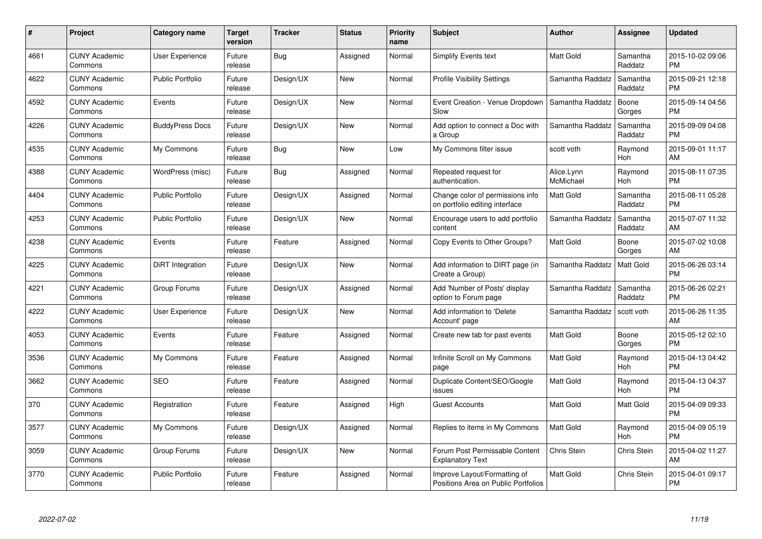| # | Project | Category name | Target version | Tracker | Status | Priority name | Subject | Author | Assignee | Updated |
|---|---|---|---|---|---|---|---|---|---|---|
| 4661 | CUNY Academic Commons | User Experience | Future release | Bug | Assigned | Normal | Simplify Events text | Matt Gold | Samantha Raddatz | 2015-10-02 09:06 PM |
| 4622 | CUNY Academic Commons | Public Portfolio | Future release | Design/UX | New | Normal | Profile Visibility Settings | Samantha Raddatz | Samantha Raddatz | 2015-09-21 12:18 PM |
| 4592 | CUNY Academic Commons | Events | Future release | Design/UX | New | Normal | Event Creation - Venue Dropdown Slow | Samantha Raddatz | Boone Gorges | 2015-09-14 04:56 PM |
| 4226 | CUNY Academic Commons | BuddyPress Docs | Future release | Design/UX | New | Normal | Add option to connect a Doc with a Group | Samantha Raddatz | Samantha Raddatz | 2015-09-09 04:08 PM |
| 4535 | CUNY Academic Commons | My Commons | Future release | Bug | New | Low | My Commons filter issue | scott voth | Raymond Hoh | 2015-09-01 11:17 AM |
| 4388 | CUNY Academic Commons | WordPress (misc) | Future release | Bug | Assigned | Normal | Repeated request for authentication. | Alice.Lynn McMichael | Raymond Hoh | 2015-08-11 07:35 PM |
| 4404 | CUNY Academic Commons | Public Portfolio | Future release | Design/UX | Assigned | Normal | Change color of permissions info on portfolio editing interface | Matt Gold | Samantha Raddatz | 2015-08-11 05:28 PM |
| 4253 | CUNY Academic Commons | Public Portfolio | Future release | Design/UX | New | Normal | Encourage users to add portfolio content | Samantha Raddatz | Samantha Raddatz | 2015-07-07 11:32 AM |
| 4238 | CUNY Academic Commons | Events | Future release | Feature | Assigned | Normal | Copy Events to Other Groups? | Matt Gold | Boone Gorges | 2015-07-02 10:08 AM |
| 4225 | CUNY Academic Commons | DiRT Integration | Future release | Design/UX | New | Normal | Add information to DIRT page (in Create a Group) | Samantha Raddatz | Matt Gold | 2015-06-26 03:14 PM |
| 4221 | CUNY Academic Commons | Group Forums | Future release | Design/UX | Assigned | Normal | Add 'Number of Posts' display option to Forum page | Samantha Raddatz | Samantha Raddatz | 2015-06-26 02:21 PM |
| 4222 | CUNY Academic Commons | User Experience | Future release | Design/UX | New | Normal | Add information to 'Delete Account' page | Samantha Raddatz | scott voth | 2015-06-26 11:35 AM |
| 4053 | CUNY Academic Commons | Events | Future release | Feature | Assigned | Normal | Create new tab for past events | Matt Gold | Boone Gorges | 2015-05-12 02:10 PM |
| 3536 | CUNY Academic Commons | My Commons | Future release | Feature | Assigned | Normal | Infinite Scroll on My Commons page | Matt Gold | Raymond Hoh | 2015-04-13 04:42 PM |
| 3662 | CUNY Academic Commons | SEO | Future release | Feature | Assigned | Normal | Duplicate Content/SEO/Google issues | Matt Gold | Raymond Hoh | 2015-04-13 04:37 PM |
| 370 | CUNY Academic Commons | Registration | Future release | Feature | Assigned | High | Guest Accounts | Matt Gold | Matt Gold | 2015-04-09 09:33 PM |
| 3577 | CUNY Academic Commons | My Commons | Future release | Design/UX | Assigned | Normal | Replies to items in My Commons | Matt Gold | Raymond Hoh | 2015-04-09 05:19 PM |
| 3059 | CUNY Academic Commons | Group Forums | Future release | Design/UX | New | Normal | Forum Post Permissable Content Explanatory Text | Chris Stein | Chris Stein | 2015-04-02 11:27 AM |
| 3770 | CUNY Academic Commons | Public Portfolio | Future release | Feature | Assigned | Normal | Improve Layout/Formatting of Positions Area on Public Portfolios | Matt Gold | Chris Stein | 2015-04-01 09:17 PM |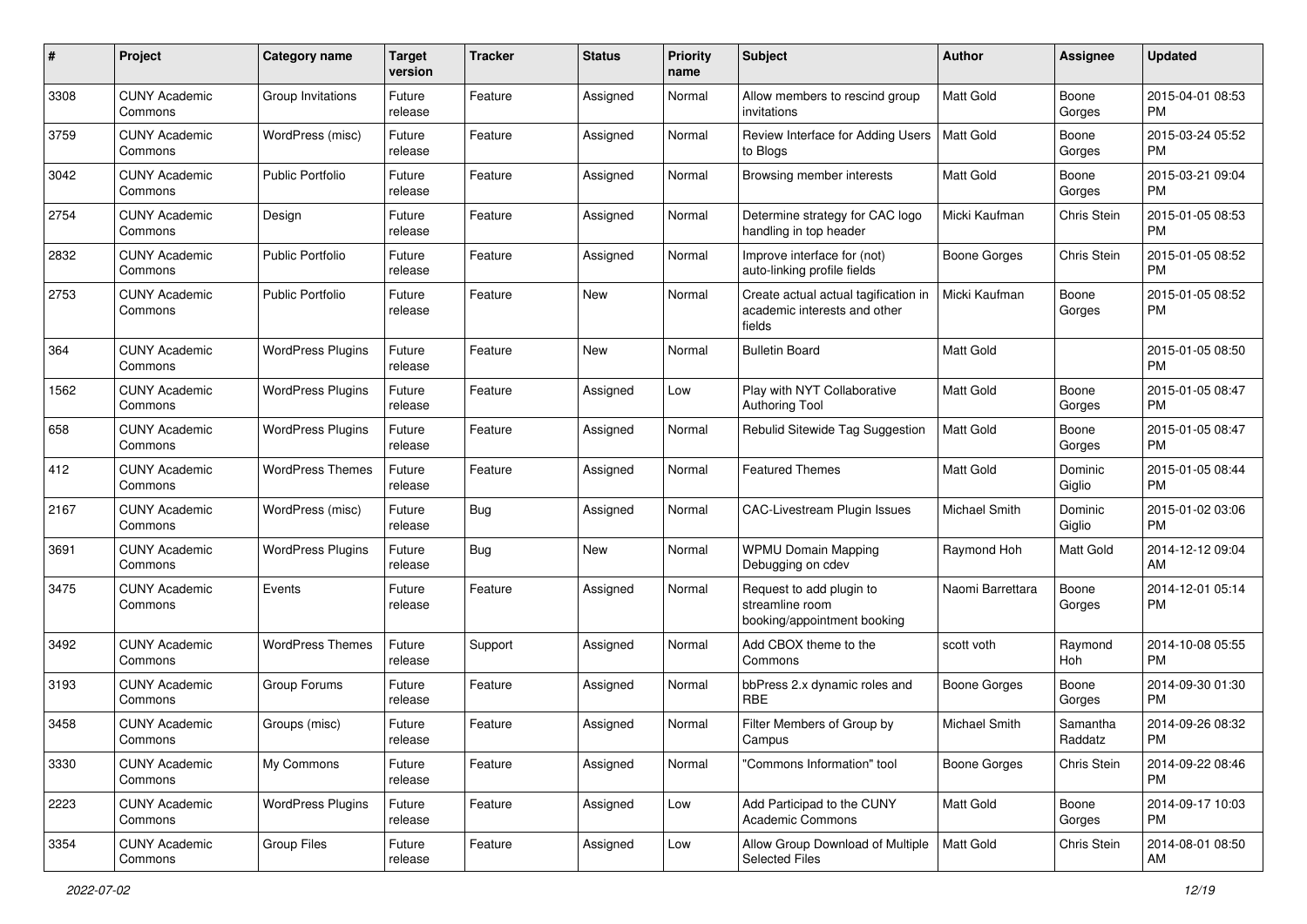| # | Project | Category name | Target version | Tracker | Status | Priority name | Subject | Author | Assignee | Updated |
|---|---|---|---|---|---|---|---|---|---|---|
| 3308 | CUNY Academic Commons | Group Invitations | Future release | Feature | Assigned | Normal | Allow members to rescind group invitations | Matt Gold | Boone Gorges | 2015-04-01 08:53 PM |
| 3759 | CUNY Academic Commons | WordPress (misc) | Future release | Feature | Assigned | Normal | Review Interface for Adding Users to Blogs | Matt Gold | Boone Gorges | 2015-03-24 05:52 PM |
| 3042 | CUNY Academic Commons | Public Portfolio | Future release | Feature | Assigned | Normal | Browsing member interests | Matt Gold | Boone Gorges | 2015-03-21 09:04 PM |
| 2754 | CUNY Academic Commons | Design | Future release | Feature | Assigned | Normal | Determine strategy for CAC logo handling in top header | Micki Kaufman | Chris Stein | 2015-01-05 08:53 PM |
| 2832 | CUNY Academic Commons | Public Portfolio | Future release | Feature | Assigned | Normal | Improve interface for (not) auto-linking profile fields | Boone Gorges | Chris Stein | 2015-01-05 08:52 PM |
| 2753 | CUNY Academic Commons | Public Portfolio | Future release | Feature | New | Normal | Create actual actual tagification in academic interests and other fields | Micki Kaufman | Boone Gorges | 2015-01-05 08:52 PM |
| 364 | CUNY Academic Commons | WordPress Plugins | Future release | Feature | New | Normal | Bulletin Board | Matt Gold | | 2015-01-05 08:50 PM |
| 1562 | CUNY Academic Commons | WordPress Plugins | Future release | Feature | Assigned | Low | Play with NYT Collaborative Authoring Tool | Matt Gold | Boone Gorges | 2015-01-05 08:47 PM |
| 658 | CUNY Academic Commons | WordPress Plugins | Future release | Feature | Assigned | Normal | Rebulid Sitewide Tag Suggestion | Matt Gold | Boone Gorges | 2015-01-05 08:47 PM |
| 412 | CUNY Academic Commons | WordPress Themes | Future release | Feature | Assigned | Normal | Featured Themes | Matt Gold | Dominic Giglio | 2015-01-05 08:44 PM |
| 2167 | CUNY Academic Commons | WordPress (misc) | Future release | Bug | Assigned | Normal | CAC-Livestream Plugin Issues | Michael Smith | Dominic Giglio | 2015-01-02 03:06 PM |
| 3691 | CUNY Academic Commons | WordPress Plugins | Future release | Bug | New | Normal | WPMU Domain Mapping Debugging on cdev | Raymond Hoh | Matt Gold | 2014-12-12 09:04 AM |
| 3475 | CUNY Academic Commons | Events | Future release | Feature | Assigned | Normal | Request to add plugin to streamline room booking/appointment booking | Naomi Barrettara | Boone Gorges | 2014-12-01 05:14 PM |
| 3492 | CUNY Academic Commons | WordPress Themes | Future release | Support | Assigned | Normal | Add CBOX theme to the Commons | scott voth | Raymond Hoh | 2014-10-08 05:55 PM |
| 3193 | CUNY Academic Commons | Group Forums | Future release | Feature | Assigned | Normal | bbPress 2.x dynamic roles and RBE | Boone Gorges | Boone Gorges | 2014-09-30 01:30 PM |
| 3458 | CUNY Academic Commons | Groups (misc) | Future release | Feature | Assigned | Normal | Filter Members of Group by Campus | Michael Smith | Samantha Raddatz | 2014-09-26 08:32 PM |
| 3330 | CUNY Academic Commons | My Commons | Future release | Feature | Assigned | Normal | "Commons Information" tool | Boone Gorges | Chris Stein | 2014-09-22 08:46 PM |
| 2223 | CUNY Academic Commons | WordPress Plugins | Future release | Feature | Assigned | Low | Add Participad to the CUNY Academic Commons | Matt Gold | Boone Gorges | 2014-09-17 10:03 PM |
| 3354 | CUNY Academic Commons | Group Files | Future release | Feature | Assigned | Low | Allow Group Download of Multiple Selected Files | Matt Gold | Chris Stein | 2014-08-01 08:50 AM |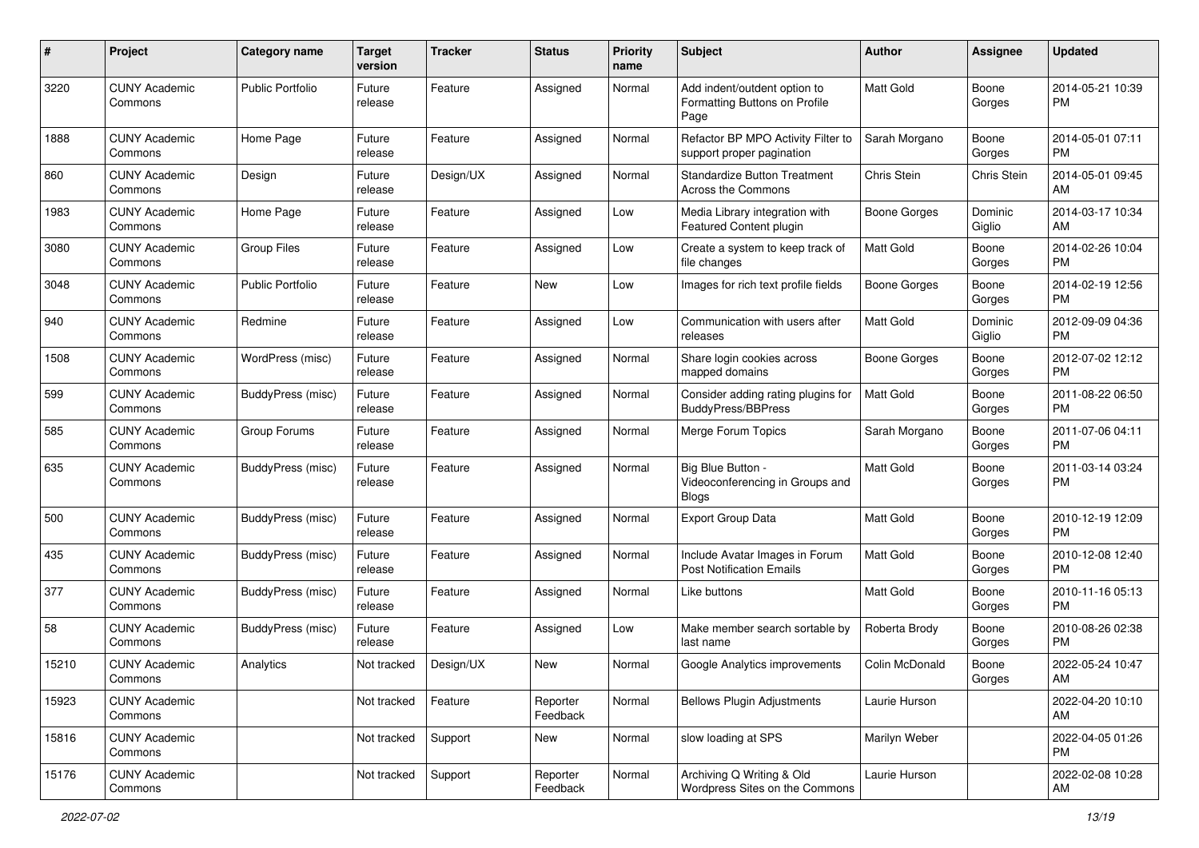| # | Project | Category name | Target version | Tracker | Status | Priority name | Subject | Author | Assignee | Updated |
|---|---|---|---|---|---|---|---|---|---|---|
| 3220 | CUNY Academic Commons | Public Portfolio | Future release | Feature | Assigned | Normal | Add indent/outdent option to Formatting Buttons on Profile Page | Matt Gold | Boone Gorges | 2014-05-21 10:39 PM |
| 1888 | CUNY Academic Commons | Home Page | Future release | Feature | Assigned | Normal | Refactor BP MPO Activity Filter to support proper pagination | Sarah Morgano | Boone Gorges | 2014-05-01 07:11 PM |
| 860 | CUNY Academic Commons | Design | Future release | Design/UX | Assigned | Normal | Standardize Button Treatment Across the Commons | Chris Stein | Chris Stein | 2014-05-01 09:45 AM |
| 1983 | CUNY Academic Commons | Home Page | Future release | Feature | Assigned | Low | Media Library integration with Featured Content plugin | Boone Gorges | Dominic Giglio | 2014-03-17 10:34 AM |
| 3080 | CUNY Academic Commons | Group Files | Future release | Feature | Assigned | Low | Create a system to keep track of file changes | Matt Gold | Boone Gorges | 2014-02-26 10:04 PM |
| 3048 | CUNY Academic Commons | Public Portfolio | Future release | Feature | New | Low | Images for rich text profile fields | Boone Gorges | Boone Gorges | 2014-02-19 12:56 PM |
| 940 | CUNY Academic Commons | Redmine | Future release | Feature | Assigned | Low | Communication with users after releases | Matt Gold | Dominic Giglio | 2012-09-09 04:36 PM |
| 1508 | CUNY Academic Commons | WordPress (misc) | Future release | Feature | Assigned | Normal | Share login cookies across mapped domains | Boone Gorges | Boone Gorges | 2012-07-02 12:12 PM |
| 599 | CUNY Academic Commons | BuddyPress (misc) | Future release | Feature | Assigned | Normal | Consider adding rating plugins for BuddyPress/BBPress | Matt Gold | Boone Gorges | 2011-08-22 06:50 PM |
| 585 | CUNY Academic Commons | Group Forums | Future release | Feature | Assigned | Normal | Merge Forum Topics | Sarah Morgano | Boone Gorges | 2011-07-06 04:11 PM |
| 635 | CUNY Academic Commons | BuddyPress (misc) | Future release | Feature | Assigned | Normal | Big Blue Button - Videoconferencing in Groups and Blogs | Matt Gold | Boone Gorges | 2011-03-14 03:24 PM |
| 500 | CUNY Academic Commons | BuddyPress (misc) | Future release | Feature | Assigned | Normal | Export Group Data | Matt Gold | Boone Gorges | 2010-12-19 12:09 PM |
| 435 | CUNY Academic Commons | BuddyPress (misc) | Future release | Feature | Assigned | Normal | Include Avatar Images in Forum Post Notification Emails | Matt Gold | Boone Gorges | 2010-12-08 12:40 PM |
| 377 | CUNY Academic Commons | BuddyPress (misc) | Future release | Feature | Assigned | Normal | Like buttons | Matt Gold | Boone Gorges | 2010-11-16 05:13 PM |
| 58 | CUNY Academic Commons | BuddyPress (misc) | Future release | Feature | Assigned | Low | Make member search sortable by last name | Roberta Brody | Boone Gorges | 2010-08-26 02:38 PM |
| 15210 | CUNY Academic Commons | Analytics | Not tracked | Design/UX | New | Normal | Google Analytics improvements | Colin McDonald | Boone Gorges | 2022-05-24 10:47 AM |
| 15923 | CUNY Academic Commons | | Not tracked | Feature | Reporter Feedback | Normal | Bellows Plugin Adjustments | Laurie Hurson | | 2022-04-20 10:10 AM |
| 15816 | CUNY Academic Commons | | Not tracked | Support | New | Normal | slow loading at SPS | Marilyn Weber | | 2022-04-05 01:26 PM |
| 15176 | CUNY Academic Commons | | Not tracked | Support | Reporter Feedback | Normal | Archiving Q Writing & Old Wordpress Sites on the Commons | Laurie Hurson | | 2022-02-08 10:28 AM |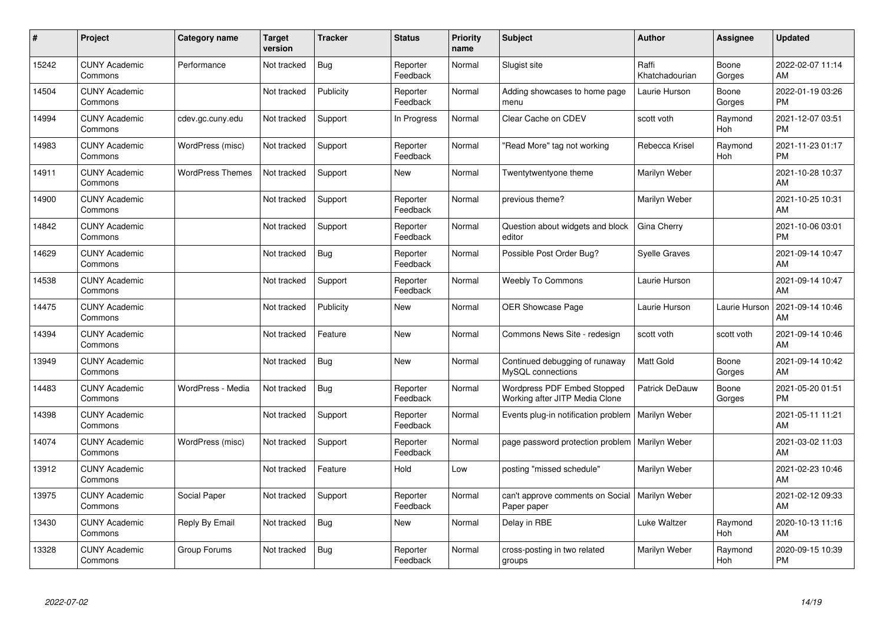| # | Project | Category name | Target version | Tracker | Status | Priority name | Subject | Author | Assignee | Updated |
|---|---|---|---|---|---|---|---|---|---|---|
| 15242 | CUNY Academic Commons | Performance | Not tracked | Bug | Reporter Feedback | Normal | Slugist site | Raffi Khatchadourian | Boone Gorges | 2022-02-07 11:14 AM |
| 14504 | CUNY Academic Commons | | Not tracked | Publicity | Reporter Feedback | Normal | Adding showcases to home page menu | Laurie Hurson | Boone Gorges | 2022-01-19 03:26 PM |
| 14994 | CUNY Academic Commons | cdev.gc.cuny.edu | Not tracked | Support | In Progress | Normal | Clear Cache on CDEV | scott voth | Raymond Hoh | 2021-12-07 03:51 PM |
| 14983 | CUNY Academic Commons | WordPress (misc) | Not tracked | Support | Reporter Feedback | Normal | "Read More" tag not working | Rebecca Krisel | Raymond Hoh | 2021-11-23 01:17 PM |
| 14911 | CUNY Academic Commons | WordPress Themes | Not tracked | Support | New | Normal | Twentytwentyone theme | Marilyn Weber | | 2021-10-28 10:37 AM |
| 14900 | CUNY Academic Commons | | Not tracked | Support | Reporter Feedback | Normal | previous theme? | Marilyn Weber | | 2021-10-25 10:31 AM |
| 14842 | CUNY Academic Commons | | Not tracked | Support | Reporter Feedback | Normal | Question about widgets and block editor | Gina Cherry | | 2021-10-06 03:01 PM |
| 14629 | CUNY Academic Commons | | Not tracked | Bug | Reporter Feedback | Normal | Possible Post Order Bug? | Syelle Graves | | 2021-09-14 10:47 AM |
| 14538 | CUNY Academic Commons | | Not tracked | Support | Reporter Feedback | Normal | Weebly To Commons | Laurie Hurson | | 2021-09-14 10:47 AM |
| 14475 | CUNY Academic Commons | | Not tracked | Publicity | New | Normal | OER Showcase Page | Laurie Hurson | Laurie Hurson | 2021-09-14 10:46 AM |
| 14394 | CUNY Academic Commons | | Not tracked | Feature | New | Normal | Commons News Site - redesign | scott voth | scott voth | 2021-09-14 10:46 AM |
| 13949 | CUNY Academic Commons | | Not tracked | Bug | New | Normal | Continued debugging of runaway MySQL connections | Matt Gold | Boone Gorges | 2021-09-14 10:42 AM |
| 14483 | CUNY Academic Commons | WordPress - Media | Not tracked | Bug | Reporter Feedback | Normal | Wordpress PDF Embed Stopped Working after JITP Media Clone | Patrick DeDauw | Boone Gorges | 2021-05-20 01:51 PM |
| 14398 | CUNY Academic Commons | | Not tracked | Support | Reporter Feedback | Normal | Events plug-in notification problem | Marilyn Weber | | 2021-05-11 11:21 AM |
| 14074 | CUNY Academic Commons | WordPress (misc) | Not tracked | Support | Reporter Feedback | Normal | page password protection problem | Marilyn Weber | | 2021-03-02 11:03 AM |
| 13912 | CUNY Academic Commons | | Not tracked | Feature | Hold | Low | posting "missed schedule" | Marilyn Weber | | 2021-02-23 10:46 AM |
| 13975 | CUNY Academic Commons | Social Paper | Not tracked | Support | Reporter Feedback | Normal | can't approve comments on Social Paper paper | Marilyn Weber | | 2021-02-12 09:33 AM |
| 13430 | CUNY Academic Commons | Reply By Email | Not tracked | Bug | New | Normal | Delay in RBE | Luke Waltzer | Raymond Hoh | 2020-10-13 11:16 AM |
| 13328 | CUNY Academic Commons | Group Forums | Not tracked | Bug | Reporter Feedback | Normal | cross-posting in two related groups | Marilyn Weber | Raymond Hoh | 2020-09-15 10:39 PM |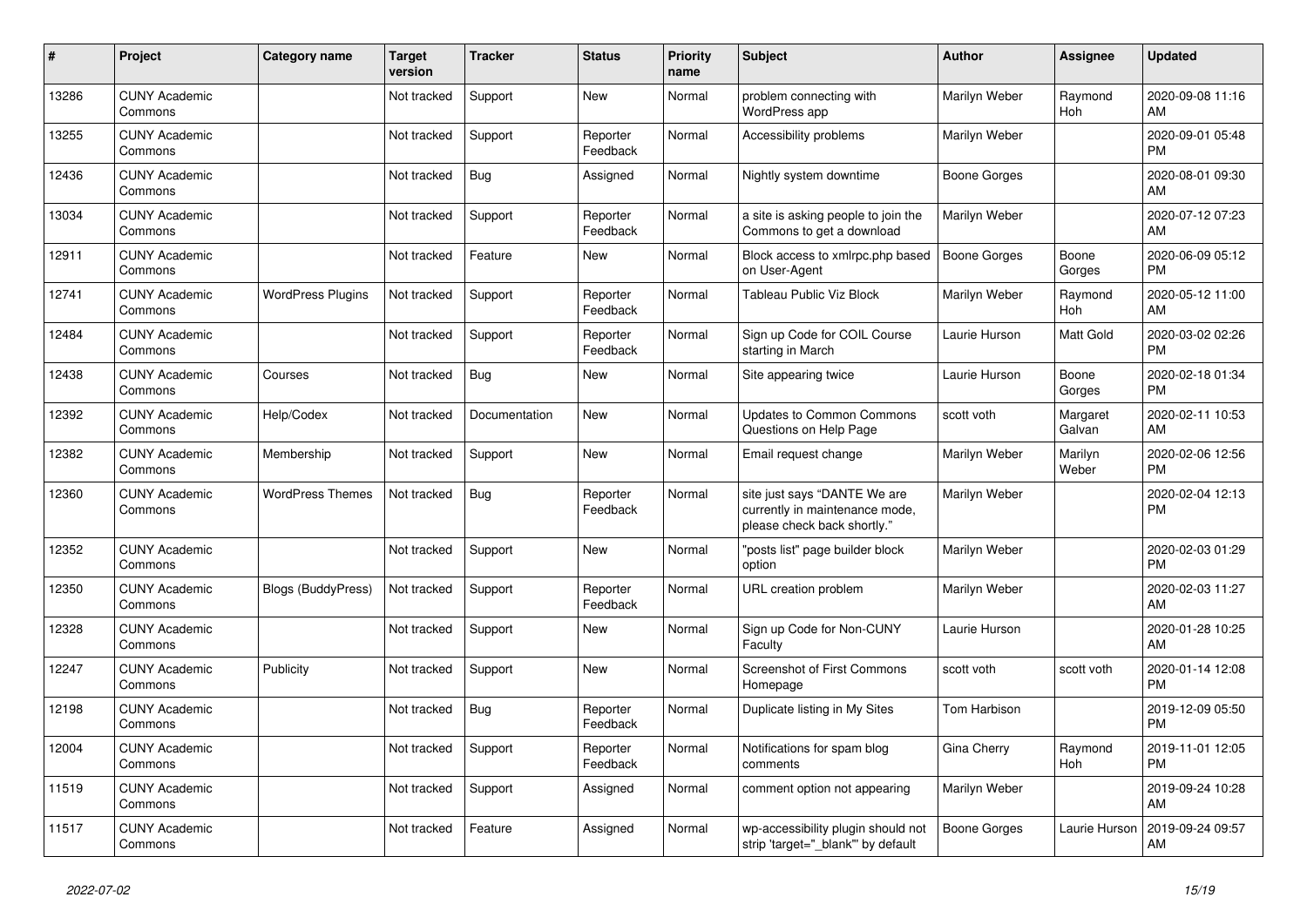| # | Project | Category name | Target version | Tracker | Status | Priority name | Subject | Author | Assignee | Updated |
|---|---|---|---|---|---|---|---|---|---|---|
| 13286 | CUNY Academic Commons | | Not tracked | Support | New | Normal | problem connecting with WordPress app | Marilyn Weber | Raymond Hoh | 2020-09-08 11:16 AM |
| 13255 | CUNY Academic Commons | | Not tracked | Support | Reporter Feedback | Normal | Accessibility problems | Marilyn Weber | | 2020-09-01 05:48 PM |
| 12436 | CUNY Academic Commons | | Not tracked | Bug | Assigned | Normal | Nightly system downtime | Boone Gorges | | 2020-08-01 09:30 AM |
| 13034 | CUNY Academic Commons | | Not tracked | Support | Reporter Feedback | Normal | a site is asking people to join the Commons to get a download | Marilyn Weber | | 2020-07-12 07:23 AM |
| 12911 | CUNY Academic Commons | | Not tracked | Feature | New | Normal | Block access to xmlrpc.php based on User-Agent | Boone Gorges | Boone Gorges | 2020-06-09 05:12 PM |
| 12741 | CUNY Academic Commons | WordPress Plugins | Not tracked | Support | Reporter Feedback | Normal | Tableau Public Viz Block | Marilyn Weber | Raymond Hoh | 2020-05-12 11:00 AM |
| 12484 | CUNY Academic Commons | | Not tracked | Support | Reporter Feedback | Normal | Sign up Code for COIL Course starting in March | Laurie Hurson | Matt Gold | 2020-03-02 02:26 PM |
| 12438 | CUNY Academic Commons | Courses | Not tracked | Bug | New | Normal | Site appearing twice | Laurie Hurson | Boone Gorges | 2020-02-18 01:34 PM |
| 12392 | CUNY Academic Commons | Help/Codex | Not tracked | Documentation | New | Normal | Updates to Common Commons Questions on Help Page | scott voth | Margaret Galvan | 2020-02-11 10:53 AM |
| 12382 | CUNY Academic Commons | Membership | Not tracked | Support | New | Normal | Email request change | Marilyn Weber | Marilyn Weber | 2020-02-06 12:56 PM |
| 12360 | CUNY Academic Commons | WordPress Themes | Not tracked | Bug | Reporter Feedback | Normal | site just says "DANTE We are currently in maintenance mode, please check back shortly." | Marilyn Weber | | 2020-02-04 12:13 PM |
| 12352 | CUNY Academic Commons | | Not tracked | Support | New | Normal | "posts list" page builder block option | Marilyn Weber | | 2020-02-03 01:29 PM |
| 12350 | CUNY Academic Commons | Blogs (BuddyPress) | Not tracked | Support | Reporter Feedback | Normal | URL creation problem | Marilyn Weber | | 2020-02-03 11:27 AM |
| 12328 | CUNY Academic Commons | | Not tracked | Support | New | Normal | Sign up Code for Non-CUNY Faculty | Laurie Hurson | | 2020-01-28 10:25 AM |
| 12247 | CUNY Academic Commons | Publicity | Not tracked | Support | New | Normal | Screenshot of First Commons Homepage | scott voth | scott voth | 2020-01-14 12:08 PM |
| 12198 | CUNY Academic Commons | | Not tracked | Bug | Reporter Feedback | Normal | Duplicate listing in My Sites | Tom Harbison | | 2019-12-09 05:50 PM |
| 12004 | CUNY Academic Commons | | Not tracked | Support | Reporter Feedback | Normal | Notifications for spam blog comments | Gina Cherry | Raymond Hoh | 2019-11-01 12:05 PM |
| 11519 | CUNY Academic Commons | | Not tracked | Support | Assigned | Normal | comment option not appearing | Marilyn Weber | | 2019-09-24 10:28 AM |
| 11517 | CUNY Academic Commons | | Not tracked | Feature | Assigned | Normal | wp-accessibility plugin should not strip 'target="_blank"' by default | Boone Gorges | Laurie Hurson | 2019-09-24 09:57 AM |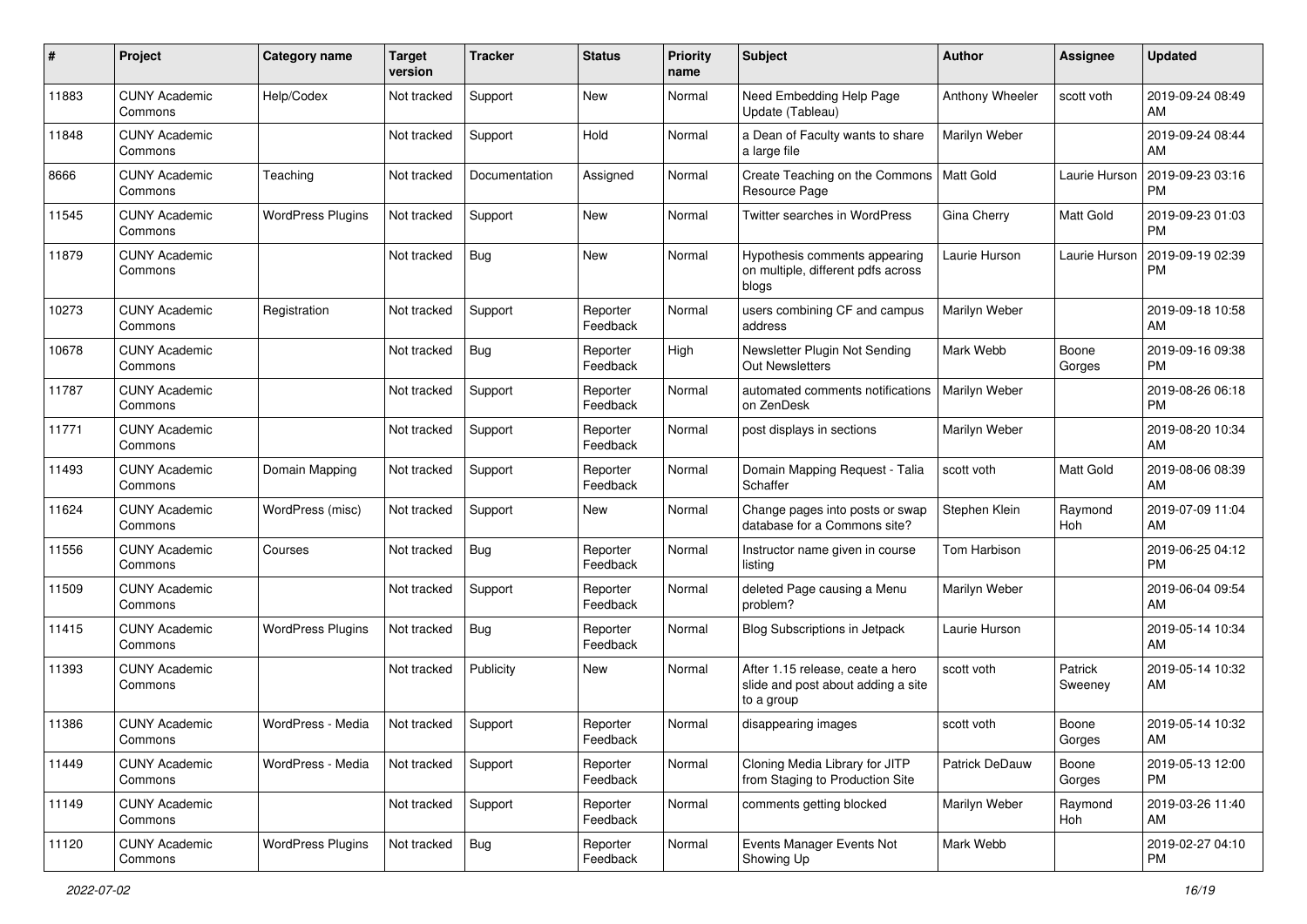| # | Project | Category name | Target version | Tracker | Status | Priority name | Subject | Author | Assignee | Updated |
|---|---|---|---|---|---|---|---|---|---|---|
| 11883 | CUNY Academic Commons | Help/Codex | Not tracked | Support | New | Normal | Need Embedding Help Page Update (Tableau) | Anthony Wheeler | scott voth | 2019-09-24 08:49 AM |
| 11848 | CUNY Academic Commons | | Not tracked | Support | Hold | Normal | a Dean of Faculty wants to share a large file | Marilyn Weber | | 2019-09-24 08:44 AM |
| 8666 | CUNY Academic Commons | Teaching | Not tracked | Documentation | Assigned | Normal | Create Teaching on the Commons Resource Page | Matt Gold | Laurie Hurson | 2019-09-23 03:16 PM |
| 11545 | CUNY Academic Commons | WordPress Plugins | Not tracked | Support | New | Normal | Twitter searches in WordPress | Gina Cherry | Matt Gold | 2019-09-23 01:03 PM |
| 11879 | CUNY Academic Commons | | Not tracked | Bug | New | Normal | Hypothesis comments appearing on multiple, different pdfs across blogs | Laurie Hurson | Laurie Hurson | 2019-09-19 02:39 PM |
| 10273 | CUNY Academic Commons | Registration | Not tracked | Support | Reporter Feedback | Normal | users combining CF and campus address | Marilyn Weber | | 2019-09-18 10:58 AM |
| 10678 | CUNY Academic Commons | | Not tracked | Bug | Reporter Feedback | High | Newsletter Plugin Not Sending Out Newsletters | Mark Webb | Boone Gorges | 2019-09-16 09:38 PM |
| 11787 | CUNY Academic Commons | | Not tracked | Support | Reporter Feedback | Normal | automated comments notifications on ZenDesk | Marilyn Weber | | 2019-08-26 06:18 PM |
| 11771 | CUNY Academic Commons | | Not tracked | Support | Reporter Feedback | Normal | post displays in sections | Marilyn Weber | | 2019-08-20 10:34 AM |
| 11493 | CUNY Academic Commons | Domain Mapping | Not tracked | Support | Reporter Feedback | Normal | Domain Mapping Request - Talia Schaffer | scott voth | Matt Gold | 2019-08-06 08:39 AM |
| 11624 | CUNY Academic Commons | WordPress (misc) | Not tracked | Support | New | Normal | Change pages into posts or swap database for a Commons site? | Stephen Klein | Raymond Hoh | 2019-07-09 11:04 AM |
| 11556 | CUNY Academic Commons | Courses | Not tracked | Bug | Reporter Feedback | Normal | Instructor name given in course listing | Tom Harbison | | 2019-06-25 04:12 PM |
| 11509 | CUNY Academic Commons | | Not tracked | Support | Reporter Feedback | Normal | deleted Page causing a Menu problem? | Marilyn Weber | | 2019-06-04 09:54 AM |
| 11415 | CUNY Academic Commons | WordPress Plugins | Not tracked | Bug | Reporter Feedback | Normal | Blog Subscriptions in Jetpack | Laurie Hurson | | 2019-05-14 10:34 AM |
| 11393 | CUNY Academic Commons | | Not tracked | Publicity | New | Normal | After 1.15 release, ceate a hero slide and post about adding a site to a group | scott voth | Patrick Sweeney | 2019-05-14 10:32 AM |
| 11386 | CUNY Academic Commons | WordPress - Media | Not tracked | Support | Reporter Feedback | Normal | disappearing images | scott voth | Boone Gorges | 2019-05-14 10:32 AM |
| 11449 | CUNY Academic Commons | WordPress - Media | Not tracked | Support | Reporter Feedback | Normal | Cloning Media Library for JITP from Staging to Production Site | Patrick DeDauw | Boone Gorges | 2019-05-13 12:00 PM |
| 11149 | CUNY Academic Commons | | Not tracked | Support | Reporter Feedback | Normal | comments getting blocked | Marilyn Weber | Raymond Hoh | 2019-03-26 11:40 AM |
| 11120 | CUNY Academic Commons | WordPress Plugins | Not tracked | Bug | Reporter Feedback | Normal | Events Manager Events Not Showing Up | Mark Webb | | 2019-02-27 04:10 PM |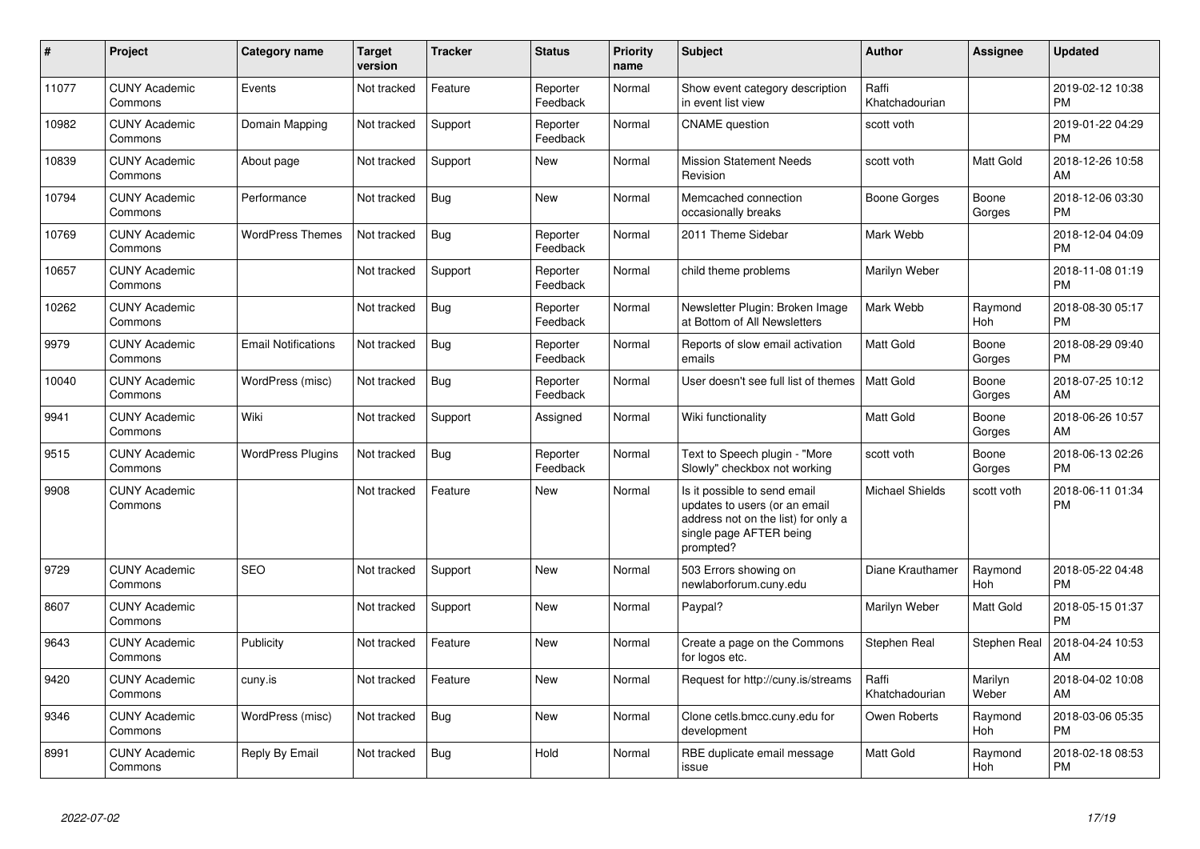| # | Project | Category name | Target version | Tracker | Status | Priority name | Subject | Author | Assignee | Updated |
|---|---|---|---|---|---|---|---|---|---|---|
| 11077 | CUNY Academic Commons | Events | Not tracked | Feature | Reporter Feedback | Normal | Show event category description in event list view | Raffi Khatchadourian | | 2019-02-12 10:38 PM |
| 10982 | CUNY Academic Commons | Domain Mapping | Not tracked | Support | Reporter Feedback | Normal | CNAME question | scott voth | | 2019-01-22 04:29 PM |
| 10839 | CUNY Academic Commons | About page | Not tracked | Support | New | Normal | Mission Statement Needs Revision | scott voth | Matt Gold | 2018-12-26 10:58 AM |
| 10794 | CUNY Academic Commons | Performance | Not tracked | Bug | New | Normal | Memcached connection occasionally breaks | Boone Gorges | Boone Gorges | 2018-12-06 03:30 PM |
| 10769 | CUNY Academic Commons | WordPress Themes | Not tracked | Bug | Reporter Feedback | Normal | 2011 Theme Sidebar | Mark Webb | | 2018-12-04 04:09 PM |
| 10657 | CUNY Academic Commons | | Not tracked | Support | Reporter Feedback | Normal | child theme problems | Marilyn Weber | | 2018-11-08 01:19 PM |
| 10262 | CUNY Academic Commons | | Not tracked | Bug | Reporter Feedback | Normal | Newsletter Plugin: Broken Image at Bottom of All Newsletters | Mark Webb | Raymond Hoh | 2018-08-30 05:17 PM |
| 9979 | CUNY Academic Commons | Email Notifications | Not tracked | Bug | Reporter Feedback | Normal | Reports of slow email activation emails | Matt Gold | Boone Gorges | 2018-08-29 09:40 PM |
| 10040 | CUNY Academic Commons | WordPress (misc) | Not tracked | Bug | Reporter Feedback | Normal | User doesn't see full list of themes | Matt Gold | Boone Gorges | 2018-07-25 10:12 AM |
| 9941 | CUNY Academic Commons | Wiki | Not tracked | Support | Assigned | Normal | Wiki functionality | Matt Gold | Boone Gorges | 2018-06-26 10:57 AM |
| 9515 | CUNY Academic Commons | WordPress Plugins | Not tracked | Bug | Reporter Feedback | Normal | Text to Speech plugin - "More Slowly" checkbox not working | scott voth | Boone Gorges | 2018-06-13 02:26 PM |
| 9908 | CUNY Academic Commons | | Not tracked | Feature | New | Normal | Is it possible to send email updates to users (or an email address not on the list) for only a single page AFTER being prompted? | Michael Shields | scott voth | 2018-06-11 01:34 PM |
| 9729 | CUNY Academic Commons | SEO | Not tracked | Support | New | Normal | 503 Errors showing on newlaborforum.cuny.edu | Diane Krauthamer | Raymond Hoh | 2018-05-22 04:48 PM |
| 8607 | CUNY Academic Commons | | Not tracked | Support | New | Normal | Paypal? | Marilyn Weber | Matt Gold | 2018-05-15 01:37 PM |
| 9643 | CUNY Academic Commons | Publicity | Not tracked | Feature | New | Normal | Create a page on the Commons for logos etc. | Stephen Real | Stephen Real | 2018-04-24 10:53 AM |
| 9420 | CUNY Academic Commons | cuny.is | Not tracked | Feature | New | Normal | Request for http://cuny.is/streams | Raffi Khatchadourian | Marilyn Weber | 2018-04-02 10:08 AM |
| 9346 | CUNY Academic Commons | WordPress (misc) | Not tracked | Bug | New | Normal | Clone cetls.bmcc.cuny.edu for development | Owen Roberts | Raymond Hoh | 2018-03-06 05:35 PM |
| 8991 | CUNY Academic Commons | Reply By Email | Not tracked | Bug | Hold | Normal | RBE duplicate email message issue | Matt Gold | Raymond Hoh | 2018-02-18 08:53 PM |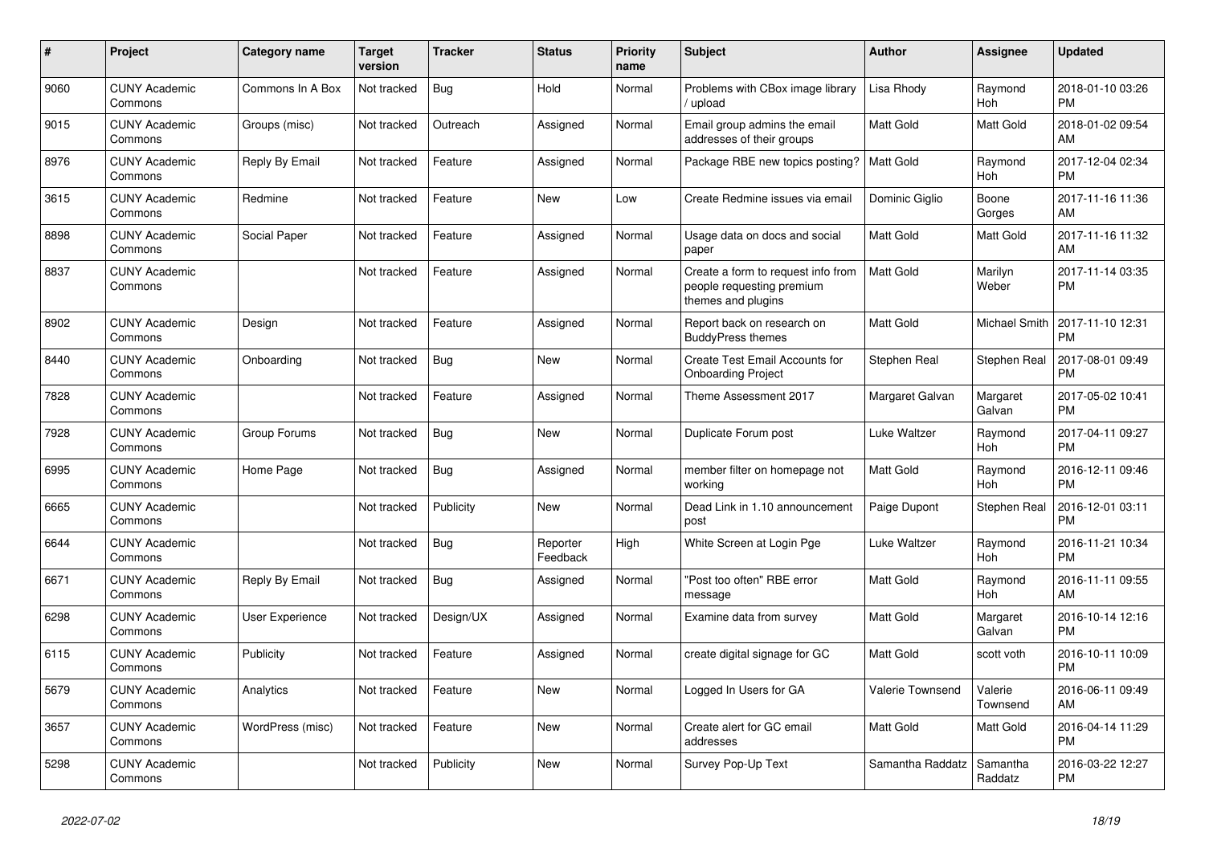| # | Project | Category name | Target version | Tracker | Status | Priority name | Subject | Author | Assignee | Updated |
|---|---|---|---|---|---|---|---|---|---|---|
| 9060 | CUNY Academic Commons | Commons In A Box | Not tracked | Bug | Hold | Normal | Problems with CBox image library / upload | Lisa Rhody | Raymond Hoh | 2018-01-10 03:26 PM |
| 9015 | CUNY Academic Commons | Groups (misc) | Not tracked | Outreach | Assigned | Normal | Email group admins the email addresses of their groups | Matt Gold | Matt Gold | 2018-01-02 09:54 AM |
| 8976 | CUNY Academic Commons | Reply By Email | Not tracked | Feature | Assigned | Normal | Package RBE new topics posting? | Matt Gold | Raymond Hoh | 2017-12-04 02:34 PM |
| 3615 | CUNY Academic Commons | Redmine | Not tracked | Feature | New | Low | Create Redmine issues via email | Dominic Giglio | Boone Gorges | 2017-11-16 11:36 AM |
| 8898 | CUNY Academic Commons | Social Paper | Not tracked | Feature | Assigned | Normal | Usage data on docs and social paper | Matt Gold | Matt Gold | 2017-11-16 11:32 AM |
| 8837 | CUNY Academic Commons | | Not tracked | Feature | Assigned | Normal | Create a form to request info from people requesting premium themes and plugins | Matt Gold | Marilyn Weber | 2017-11-14 03:35 PM |
| 8902 | CUNY Academic Commons | Design | Not tracked | Feature | Assigned | Normal | Report back on research on BuddyPress themes | Matt Gold | Michael Smith | 2017-11-10 12:31 PM |
| 8440 | CUNY Academic Commons | Onboarding | Not tracked | Bug | New | Normal | Create Test Email Accounts for Onboarding Project | Stephen Real | Stephen Real | 2017-08-01 09:49 PM |
| 7828 | CUNY Academic Commons | | Not tracked | Feature | Assigned | Normal | Theme Assessment 2017 | Margaret Galvan | Margaret Galvan | 2017-05-02 10:41 PM |
| 7928 | CUNY Academic Commons | Group Forums | Not tracked | Bug | New | Normal | Duplicate Forum post | Luke Waltzer | Raymond Hoh | 2017-04-11 09:27 PM |
| 6995 | CUNY Academic Commons | Home Page | Not tracked | Bug | Assigned | Normal | member filter on homepage not working | Matt Gold | Raymond Hoh | 2016-12-11 09:46 PM |
| 6665 | CUNY Academic Commons | | Not tracked | Publicity | New | Normal | Dead Link in 1.10 announcement post | Paige Dupont | Stephen Real | 2016-12-01 03:11 PM |
| 6644 | CUNY Academic Commons | | Not tracked | Bug | Reporter Feedback | High | White Screen at Login Pge | Luke Waltzer | Raymond Hoh | 2016-11-21 10:34 PM |
| 6671 | CUNY Academic Commons | Reply By Email | Not tracked | Bug | Assigned | Normal | "Post too often" RBE error message | Matt Gold | Raymond Hoh | 2016-11-11 09:55 AM |
| 6298 | CUNY Academic Commons | User Experience | Not tracked | Design/UX | Assigned | Normal | Examine data from survey | Matt Gold | Margaret Galvan | 2016-10-14 12:16 PM |
| 6115 | CUNY Academic Commons | Publicity | Not tracked | Feature | Assigned | Normal | create digital signage for GC | Matt Gold | scott voth | 2016-10-11 10:09 PM |
| 5679 | CUNY Academic Commons | Analytics | Not tracked | Feature | New | Normal | Logged In Users for GA | Valerie Townsend | Valerie Townsend | 2016-06-11 09:49 AM |
| 3657 | CUNY Academic Commons | WordPress (misc) | Not tracked | Feature | New | Normal | Create alert for GC email addresses | Matt Gold | Matt Gold | 2016-04-14 11:29 PM |
| 5298 | CUNY Academic Commons | | Not tracked | Publicity | New | Normal | Survey Pop-Up Text | Samantha Raddatz | Samantha Raddatz | 2016-03-22 12:27 PM |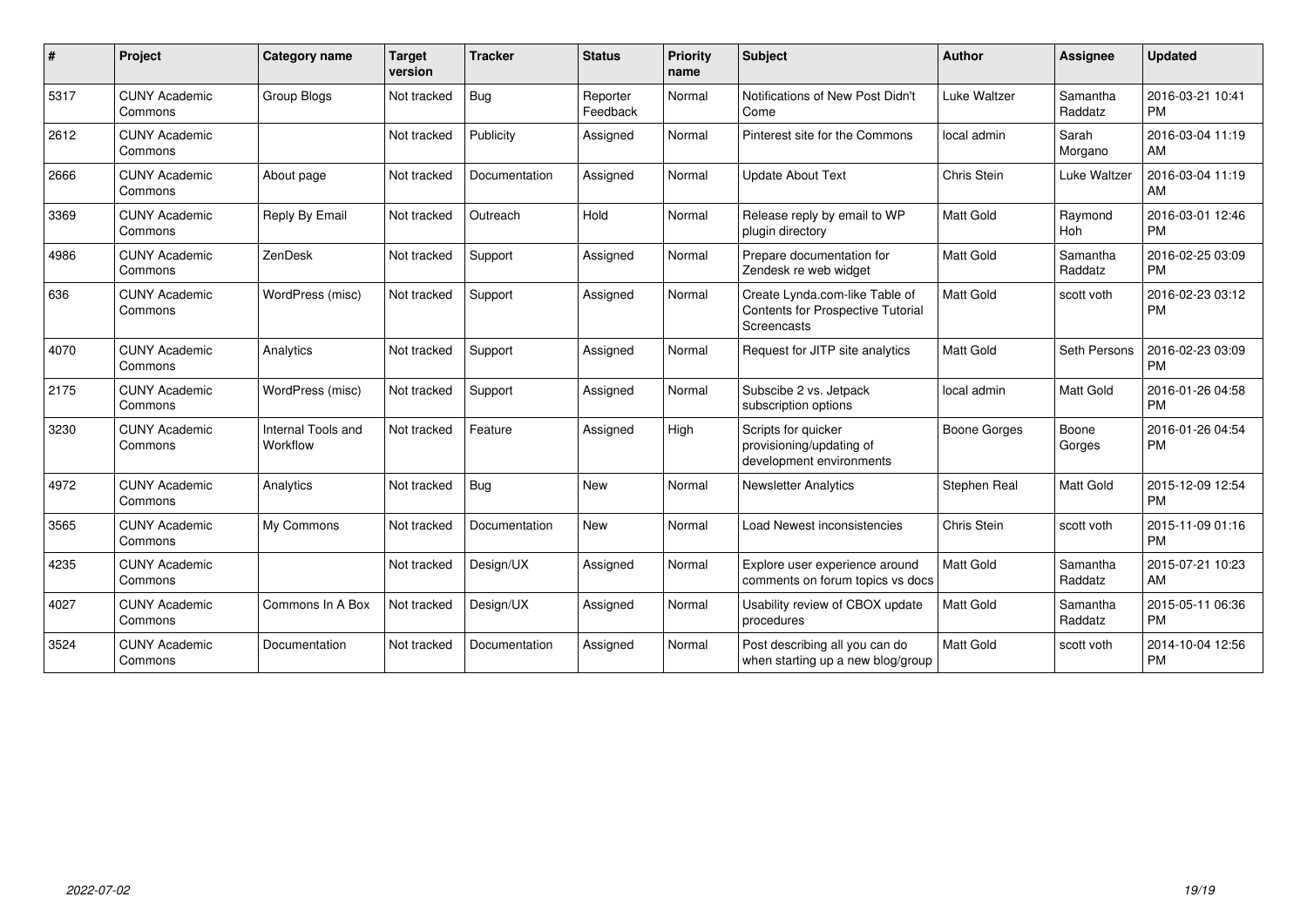| # | Project | Category name | Target version | Tracker | Status | Priority name | Subject | Author | Assignee | Updated |
|---|---|---|---|---|---|---|---|---|---|---|
| 5317 | CUNY Academic Commons | Group Blogs | Not tracked | Bug | Reporter Feedback | Normal | Notifications of New Post Didn't Come | Luke Waltzer | Samantha Raddatz | 2016-03-21 10:41 PM |
| 2612 | CUNY Academic Commons | | Not tracked | Publicity | Assigned | Normal | Pinterest site for the Commons | local admin | Sarah Morgano | 2016-03-04 11:19 AM |
| 2666 | CUNY Academic Commons | About page | Not tracked | Documentation | Assigned | Normal | Update About Text | Chris Stein | Luke Waltzer | 2016-03-04 11:19 AM |
| 3369 | CUNY Academic Commons | Reply By Email | Not tracked | Outreach | Hold | Normal | Release reply by email to WP plugin directory | Matt Gold | Raymond Hoh | 2016-03-01 12:46 PM |
| 4986 | CUNY Academic Commons | ZenDesk | Not tracked | Support | Assigned | Normal | Prepare documentation for Zendesk re web widget | Matt Gold | Samantha Raddatz | 2016-02-25 03:09 PM |
| 636 | CUNY Academic Commons | WordPress (misc) | Not tracked | Support | Assigned | Normal | Create Lynda.com-like Table of Contents for Prospective Tutorial Screencasts | Matt Gold | scott voth | 2016-02-23 03:12 PM |
| 4070 | CUNY Academic Commons | Analytics | Not tracked | Support | Assigned | Normal | Request for JITP site analytics | Matt Gold | Seth Persons | 2016-02-23 03:09 PM |
| 2175 | CUNY Academic Commons | WordPress (misc) | Not tracked | Support | Assigned | Normal | Subscibe 2 vs. Jetpack subscription options | local admin | Matt Gold | 2016-01-26 04:58 PM |
| 3230 | CUNY Academic Commons | Internal Tools and Workflow | Not tracked | Feature | Assigned | High | Scripts for quicker provisioning/updating of development environments | Boone Gorges | Boone Gorges | 2016-01-26 04:54 PM |
| 4972 | CUNY Academic Commons | Analytics | Not tracked | Bug | New | Normal | Newsletter Analytics | Stephen Real | Matt Gold | 2015-12-09 12:54 PM |
| 3565 | CUNY Academic Commons | My Commons | Not tracked | Documentation | New | Normal | Load Newest inconsistencies | Chris Stein | scott voth | 2015-11-09 01:16 PM |
| 4235 | CUNY Academic Commons | | Not tracked | Design/UX | Assigned | Normal | Explore user experience around comments on forum topics vs docs | Matt Gold | Samantha Raddatz | 2015-07-21 10:23 AM |
| 4027 | CUNY Academic Commons | Commons In A Box | Not tracked | Design/UX | Assigned | Normal | Usability review of CBOX update procedures | Matt Gold | Samantha Raddatz | 2015-05-11 06:36 PM |
| 3524 | CUNY Academic Commons | Documentation | Not tracked | Documentation | Assigned | Normal | Post describing all you can do when starting up a new blog/group | Matt Gold | scott voth | 2014-10-04 12:56 PM |